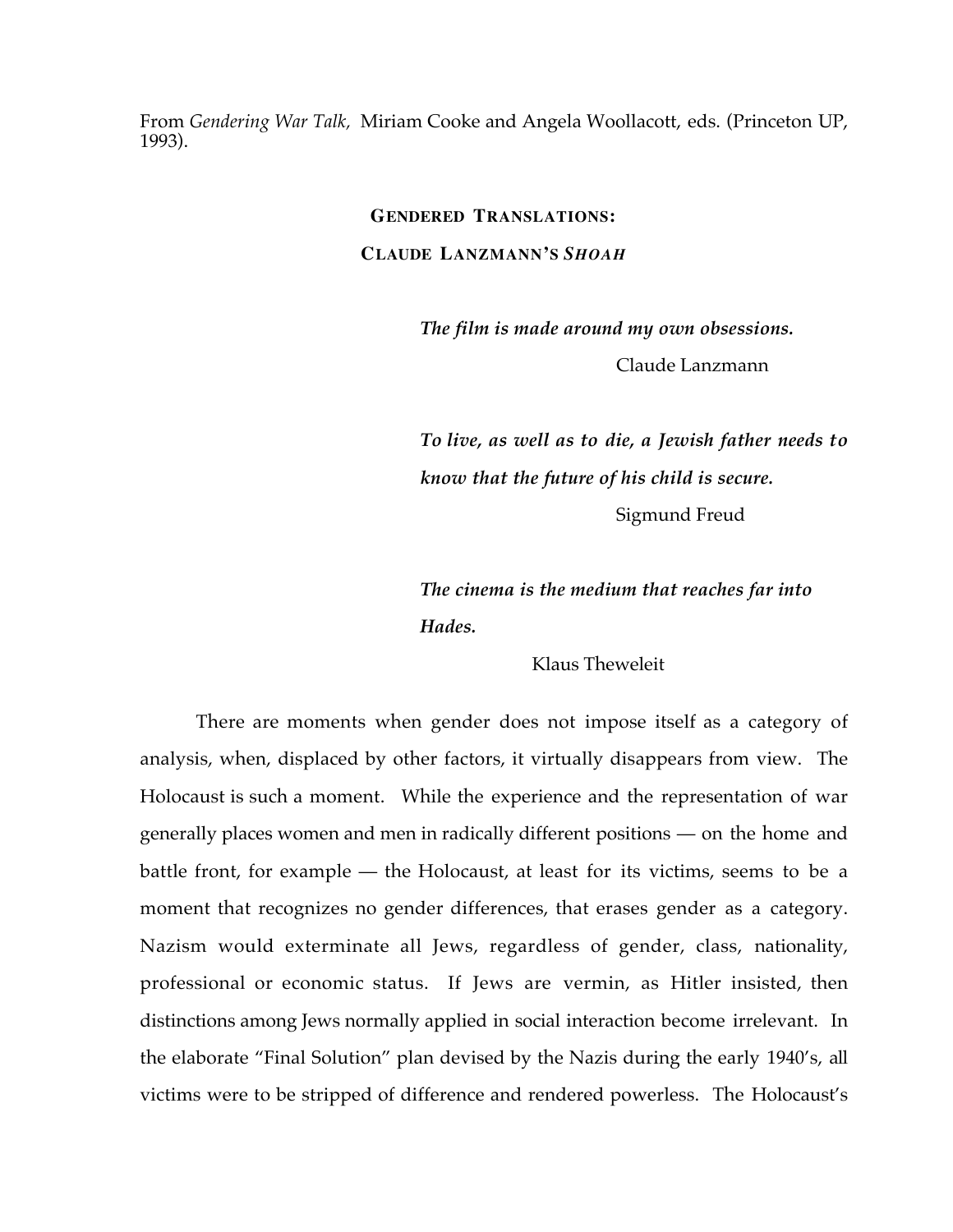From *Gendering War Talk*, Miriam Cooke and Angela Woollacott, eds. (Princeton UP, 1993).

# GENDERED TRANSLATIONS:
# CLAUDE LANZMANN'S *SHOAH*

> ***The film is made around my own obsessions.***
>
> Claude Lanzmann

> ***To live, as well as to die, a Jewish father needs to know that the future of his child is secure.***
>
> Sigmund Freud

> ***The cinema is the medium that reaches far into Hades.***
>
> Klaus Theweleit

There are moments when gender does not impose itself as a category of analysis, when, displaced by other factors, it virtually disappears from view. The Holocaust is such a moment. While the experience and the representation of war generally places women and men in radically different positions — on the home and battle front, for example — the Holocaust, at least for its victims, seems to be a moment that recognizes no gender differences, that erases gender as a category. Nazism would exterminate all Jews, regardless of gender, class, nationality, professional or economic status. If Jews are vermin, as Hitler insisted, then distinctions among Jews normally applied in social interaction become irrelevant. In the elaborate "Final Solution" plan devised by the Nazis during the early 1940's, all victims were to be stripped of difference and rendered powerless. The Holocaust's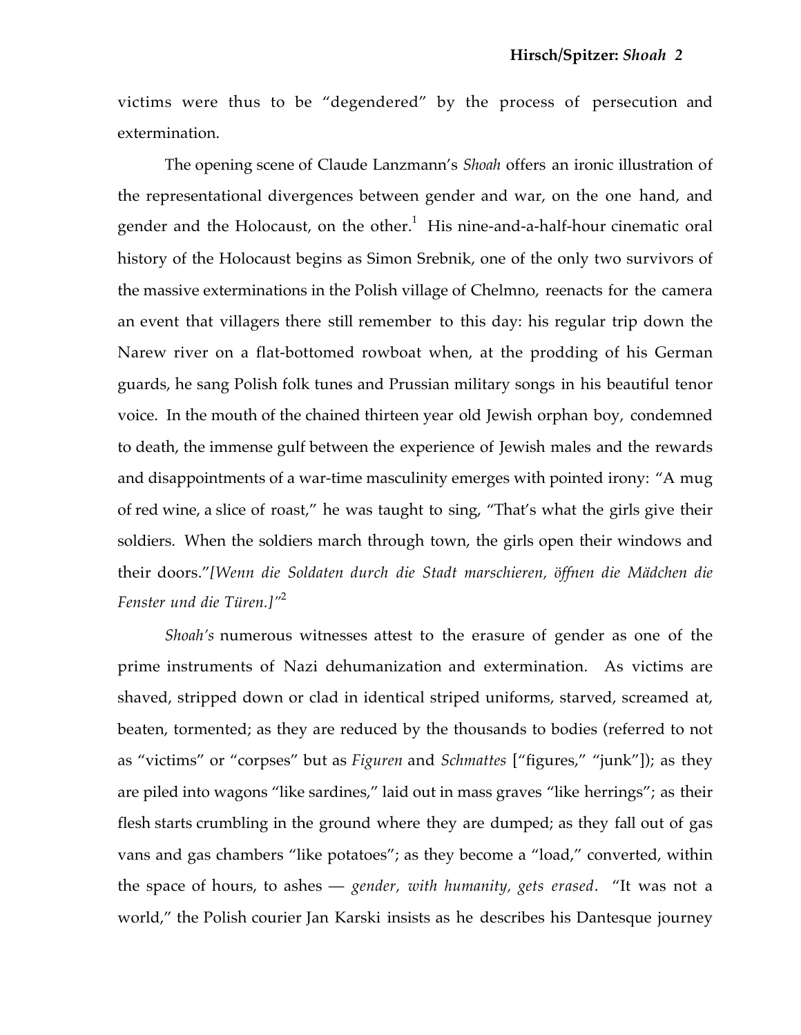victims were thus to be "degendered" by the process of persecution and extermination.

The opening scene of Claude Lanzmann's *Shoah* offers an ironic illustration of the representational divergences between gender and war, on the one hand, and gender and the Holocaust, on the other.[1] His nine-and-a-half-hour cinematic oral history of the Holocaust begins as Simon Srebnik, one of the only two survivors of the massive exterminations in the Polish village of Chelmno, reenacts for the camera an event that villagers there still remember to this day: his regular trip down the Narew river on a flat-bottomed rowboat when, at the prodding of his German guards, he sang Polish folk tunes and Prussian military songs in his beautiful tenor voice. In the mouth of the chained thirteen year old Jewish orphan boy, condemned to death, the immense gulf between the experience of Jewish males and the rewards and disappointments of a war-time masculinity emerges with pointed irony: "A mug of red wine, a slice of roast," he was taught to sing, "That's what the girls give their soldiers. When the soldiers march through town, the girls open their windows and their doors."*[Wenn die Soldaten durch die Stadt marschieren, öffnen die Mädchen die Fenster und die Türen.]*"[2]

*Shoah's* numerous witnesses attest to the erasure of gender as one of the prime instruments of Nazi dehumanization and extermination. As victims are shaved, stripped down or clad in identical striped uniforms, starved, screamed at, beaten, tormented; as they are reduced by the thousands to bodies (referred to not as "victims" or "corpses" but as *Figuren* and *Schmattes* ["figures," "junk"]); as they are piled into wagons "like sardines," laid out in mass graves "like herrings"; as their flesh starts crumbling in the ground where they are dumped; as they fall out of gas vans and gas chambers "like potatoes"; as they become a "load," converted, within the space of hours, to ashes — *gender, with humanity, gets erased*. "It was not a world," the Polish courier Jan Karski insists as he describes his Dantesque journey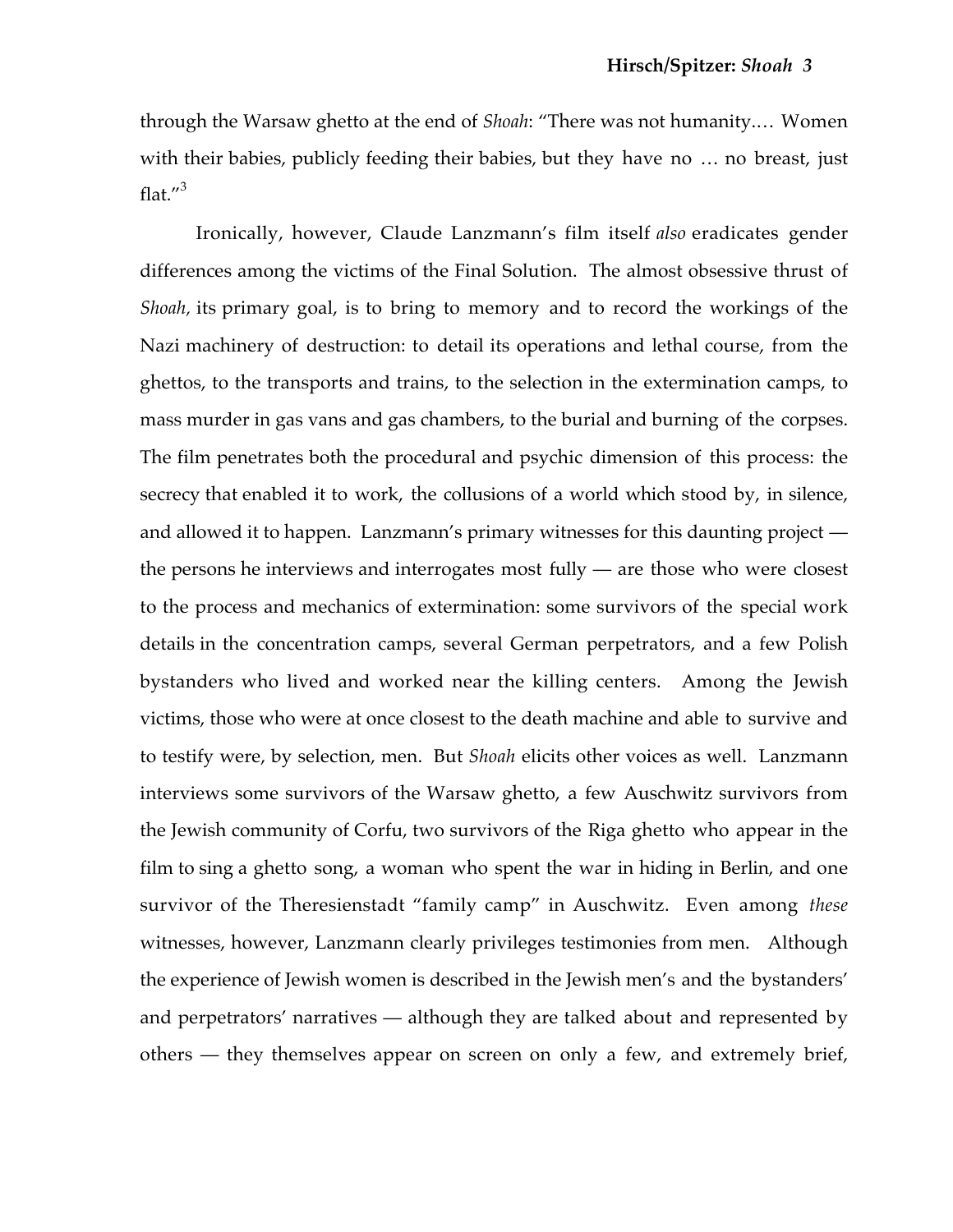through the Warsaw ghetto at the end of *Shoah*: "There was not humanity.… Women with their babies, publicly feeding their babies, but they have no … no breast, just flat."[3]

Ironically, however, Claude Lanzmann's film itself *also* eradicates gender differences among the victims of the Final Solution. The almost obsessive thrust of *Shoah*, its primary goal, is to bring to memory and to record the workings of the Nazi machinery of destruction: to detail its operations and lethal course, from the ghettos, to the transports and trains, to the selection in the extermination camps, to mass murder in gas vans and gas chambers, to the burial and burning of the corpses. The film penetrates both the procedural and psychic dimension of this process: the secrecy that enabled it to work, the collusions of a world which stood by, in silence, and allowed it to happen. Lanzmann's primary witnesses for this daunting project — the persons he interviews and interrogates most fully — are those who were closest to the process and mechanics of extermination: some survivors of the special work details in the concentration camps, several German perpetrators, and a few Polish bystanders who lived and worked near the killing centers. Among the Jewish victims, those who were at once closest to the death machine and able to survive and to testify were, by selection, men. But *Shoah* elicits other voices as well. Lanzmann interviews some survivors of the Warsaw ghetto, a few Auschwitz survivors from the Jewish community of Corfu, two survivors of the Riga ghetto who appear in the film to sing a ghetto song, a woman who spent the war in hiding in Berlin, and one survivor of the Theresienstadt "family camp" in Auschwitz. Even among *these* witnesses, however, Lanzmann clearly privileges testimonies from men. Although the experience of Jewish women is described in the Jewish men's and the bystanders' and perpetrators' narratives — although they are talked about and represented by others — they themselves appear on screen on only a few, and extremely brief,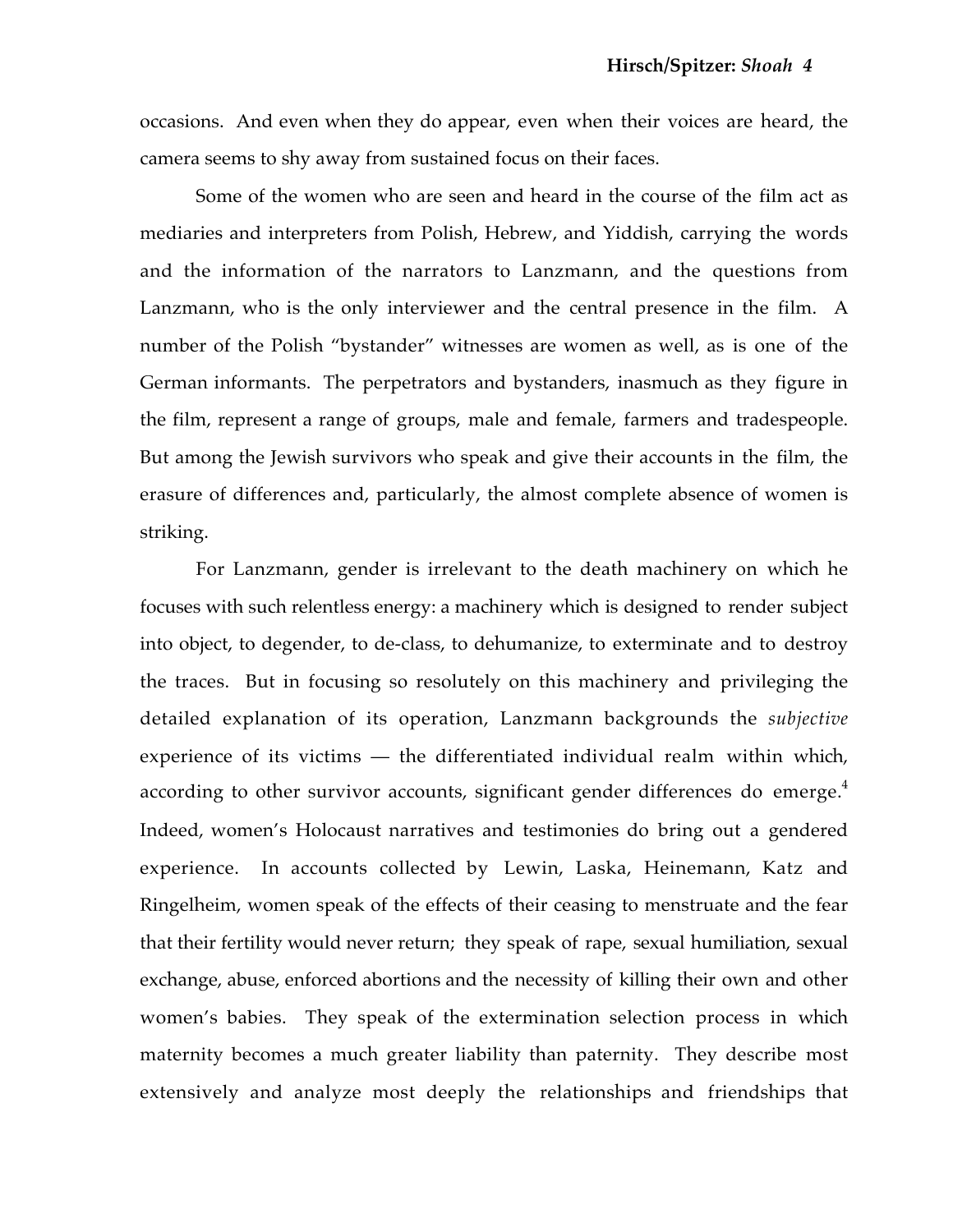occasions. And even when they do appear, even when their voices are heard, the camera seems to shy away from sustained focus on their faces.

Some of the women who are seen and heard in the course of the film act as mediaries and interpreters from Polish, Hebrew, and Yiddish, carrying the words and the information of the narrators to Lanzmann, and the questions from Lanzmann, who is the only interviewer and the central presence in the film. A number of the Polish "bystander" witnesses are women as well, as is one of the German informants. The perpetrators and bystanders, inasmuch as they figure in the film, represent a range of groups, male and female, farmers and tradespeople. But among the Jewish survivors who speak and give their accounts in the film, the erasure of differences and, particularly, the almost complete absence of women is striking.

For Lanzmann, gender is irrelevant to the death machinery on which he focuses with such relentless energy: a machinery which is designed to render subject into object, to degender, to de-class, to dehumanize, to exterminate and to destroy the traces. But in focusing so resolutely on this machinery and privileging the detailed explanation of its operation, Lanzmann backgrounds the *subjective* experience of its victims — the differentiated individual realm within which, according to other survivor accounts, significant gender differences do emerge.[4] Indeed, women's Holocaust narratives and testimonies do bring out a gendered experience. In accounts collected by Lewin, Laska, Heinemann, Katz and Ringelheim, women speak of the effects of their ceasing to menstruate and the fear that their fertility would never return; they speak of rape, sexual humiliation, sexual exchange, abuse, enforced abortions and the necessity of killing their own and other women's babies. They speak of the extermination selection process in which maternity becomes a much greater liability than paternity. They describe most extensively and analyze most deeply the relationships and friendships that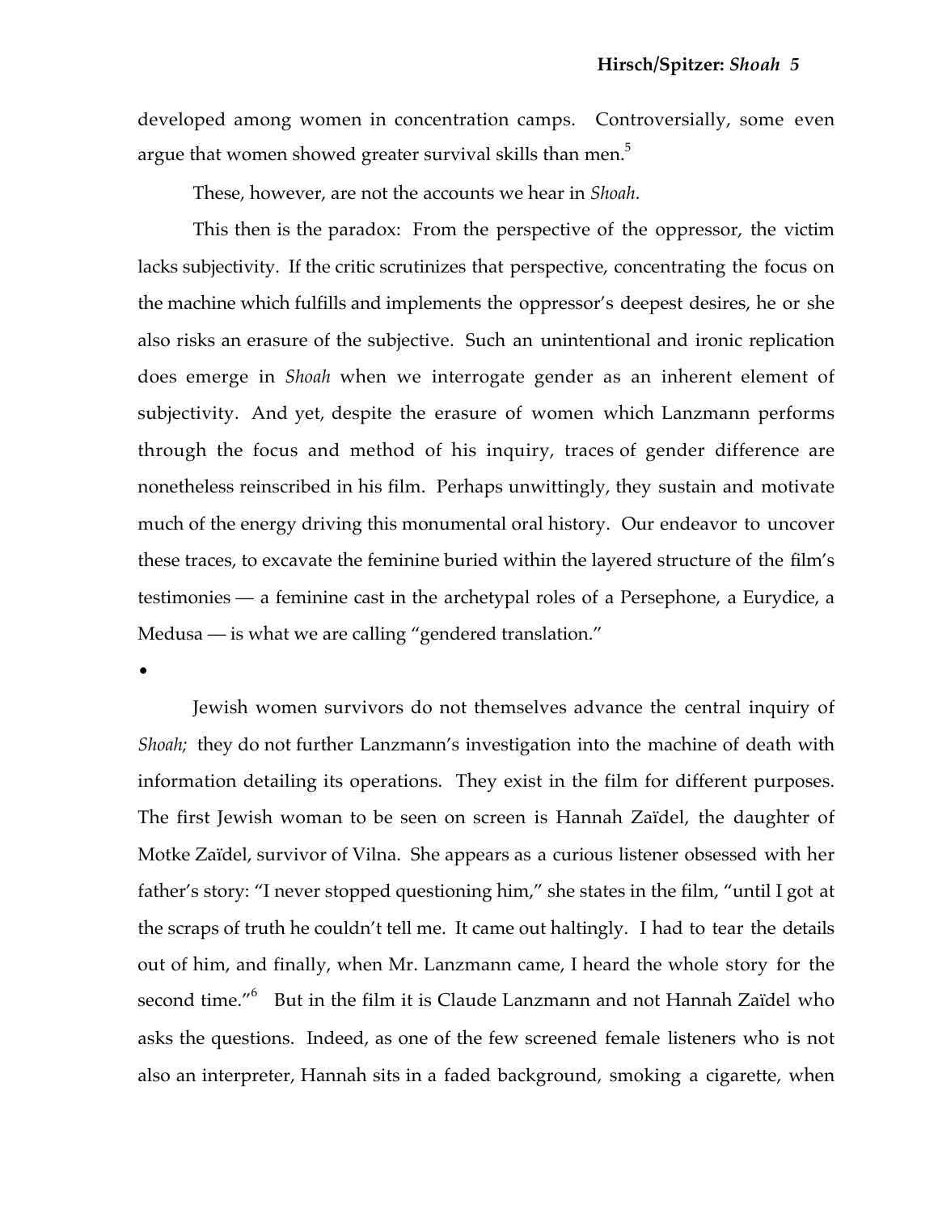developed among women in concentration camps. Controversially, some even argue that women showed greater survival skills than men.[5]

These, however, are not the accounts we hear in *Shoah*.

This then is the paradox: From the perspective of the oppressor, the victim lacks subjectivity. If the critic scrutinizes that perspective, concentrating the focus on the machine which fulfills and implements the oppressor's deepest desires, he or she also risks an erasure of the subjective. Such an unintentional and ironic replication does emerge in *Shoah* when we interrogate gender as an inherent element of subjectivity. And yet, despite the erasure of women which Lanzmann performs through the focus and method of his inquiry, traces of gender difference are nonetheless reinscribed in his film. Perhaps unwittingly, they sustain and motivate much of the energy driving this monumental oral history. Our endeavor to uncover these traces, to excavate the feminine buried within the layered structure of the film's testimonies — a feminine cast in the archetypal roles of a Persephone, a Eurydice, a Medusa — is what we are calling "gendered translation."

•

Jewish women survivors do not themselves advance the central inquiry of *Shoah;* they do not further Lanzmann's investigation into the machine of death with information detailing its operations. They exist in the film for different purposes. The first Jewish woman to be seen on screen is Hannah Zaïdel, the daughter of Motke Zaïdel, survivor of Vilna. She appears as a curious listener obsessed with her father's story: "I never stopped questioning him," she states in the film, "until I got at the scraps of truth he couldn't tell me. It came out haltingly. I had to tear the details out of him, and finally, when Mr. Lanzmann came, I heard the whole story for the second time."[6] But in the film it is Claude Lanzmann and not Hannah Zaïdel who asks the questions. Indeed, as one of the few screened female listeners who is not also an interpreter, Hannah sits in a faded background, smoking a cigarette, when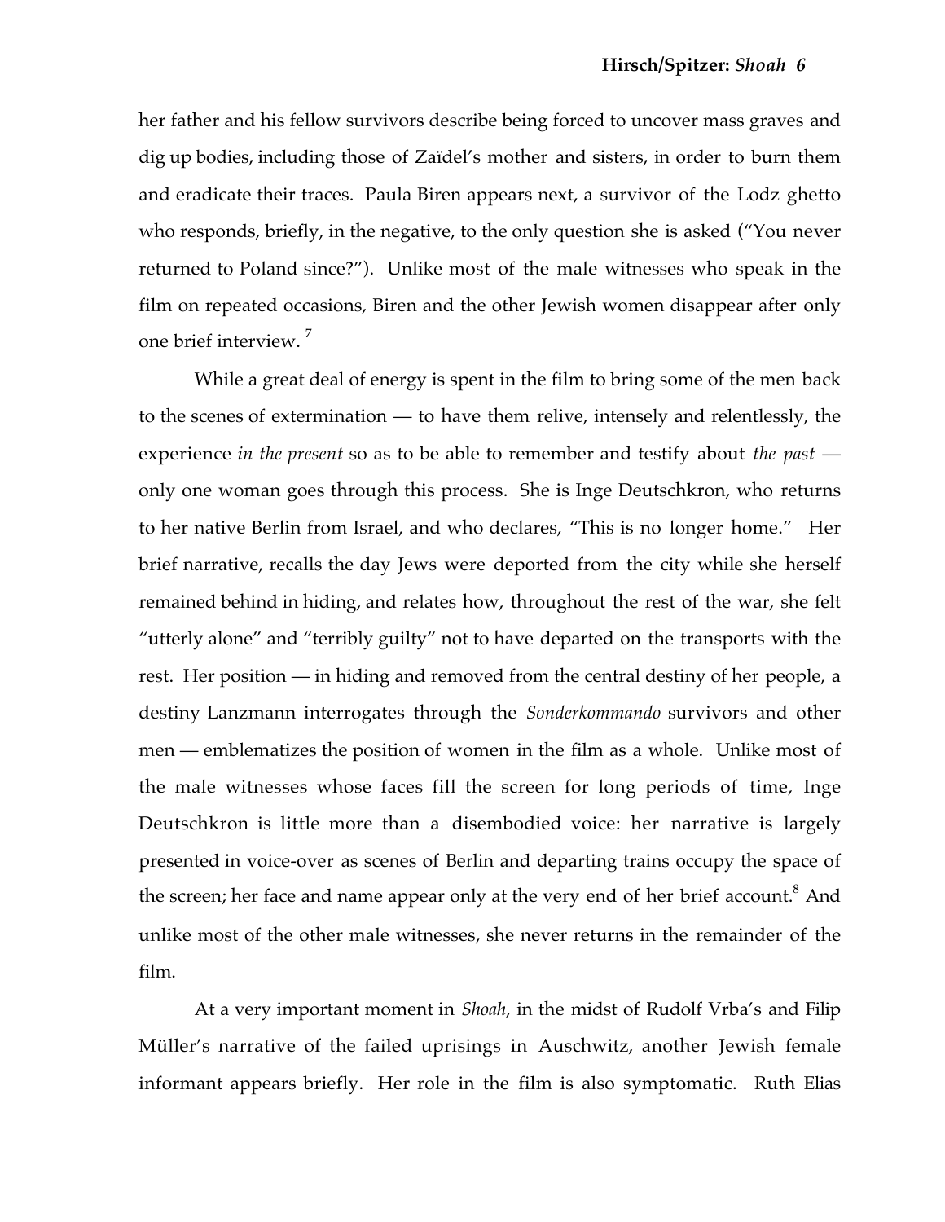her father and his fellow survivors describe being forced to uncover mass graves and dig up bodies, including those of Zaïdel's mother and sisters, in order to burn them and eradicate their traces. Paula Biren appears next, a survivor of the Lodz ghetto who responds, briefly, in the negative, to the only question she is asked ("You never returned to Poland since?"). Unlike most of the male witnesses who speak in the film on repeated occasions, Biren and the other Jewish women disappear after only one brief interview. [7]

While a great deal of energy is spent in the film to bring some of the men back to the scenes of extermination — to have them relive, intensely and relentlessly, the experience *in the present* so as to be able to remember and testify about *the past* — only one woman goes through this process. She is Inge Deutschkron, who returns to her native Berlin from Israel, and who declares, "This is no longer home." Her brief narrative, recalls the day Jews were deported from the city while she herself remained behind in hiding, and relates how, throughout the rest of the war, she felt "utterly alone" and "terribly guilty" not to have departed on the transports with the rest. Her position — in hiding and removed from the central destiny of her people, a destiny Lanzmann interrogates through the *Sonderkommando* survivors and other men — emblematizes the position of women in the film as a whole. Unlike most of the male witnesses whose faces fill the screen for long periods of time, Inge Deutschkron is little more than a disembodied voice: her narrative is largely presented in voice-over as scenes of Berlin and departing trains occupy the space of the screen; her face and name appear only at the very end of her brief account.[8] And unlike most of the other male witnesses, she never returns in the remainder of the film.

At a very important moment in *Shoah*, in the midst of Rudolf Vrba's and Filip Müller's narrative of the failed uprisings in Auschwitz, another Jewish female informant appears briefly. Her role in the film is also symptomatic. Ruth Elias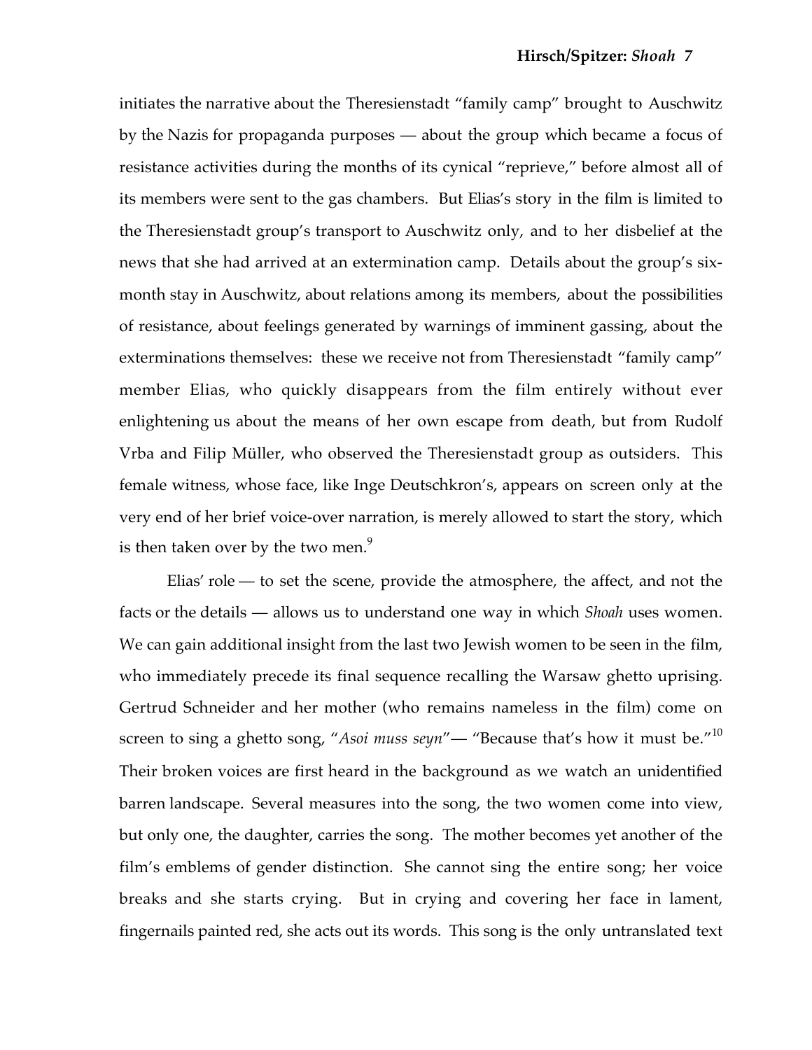initiates the narrative about the Theresienstadt "family camp" brought to Auschwitz by the Nazis for propaganda purposes — about the group which became a focus of resistance activities during the months of its cynical "reprieve," before almost all of its members were sent to the gas chambers. But Elias's story in the film is limited to the Theresienstadt group's transport to Auschwitz only, and to her disbelief at the news that she had arrived at an extermination camp. Details about the group's six-month stay in Auschwitz, about relations among its members, about the possibilities of resistance, about feelings generated by warnings of imminent gassing, about the exterminations themselves: these we receive not from Theresienstadt "family camp" member Elias, who quickly disappears from the film entirely without ever enlightening us about the means of her own escape from death, but from Rudolf Vrba and Filip Müller, who observed the Theresienstadt group as outsiders. This female witness, whose face, like Inge Deutschkron's, appears on screen only at the very end of her brief voice-over narration, is merely allowed to start the story, which is then taken over by the two men.[9]

Elias' role — to set the scene, provide the atmosphere, the affect, and not the facts or the details — allows us to understand one way in which *Shoah* uses women. We can gain additional insight from the last two Jewish women to be seen in the film, who immediately precede its final sequence recalling the Warsaw ghetto uprising. Gertrud Schneider and her mother (who remains nameless in the film) come on screen to sing a ghetto song, "*Asoi muss seyn*"— "Because that's how it must be."[10] Their broken voices are first heard in the background as we watch an unidentified barren landscape. Several measures into the song, the two women come into view, but only one, the daughter, carries the song. The mother becomes yet another of the film's emblems of gender distinction. She cannot sing the entire song; her voice breaks and she starts crying. But in crying and covering her face in lament, fingernails painted red, she acts out its words. This song is the only untranslated text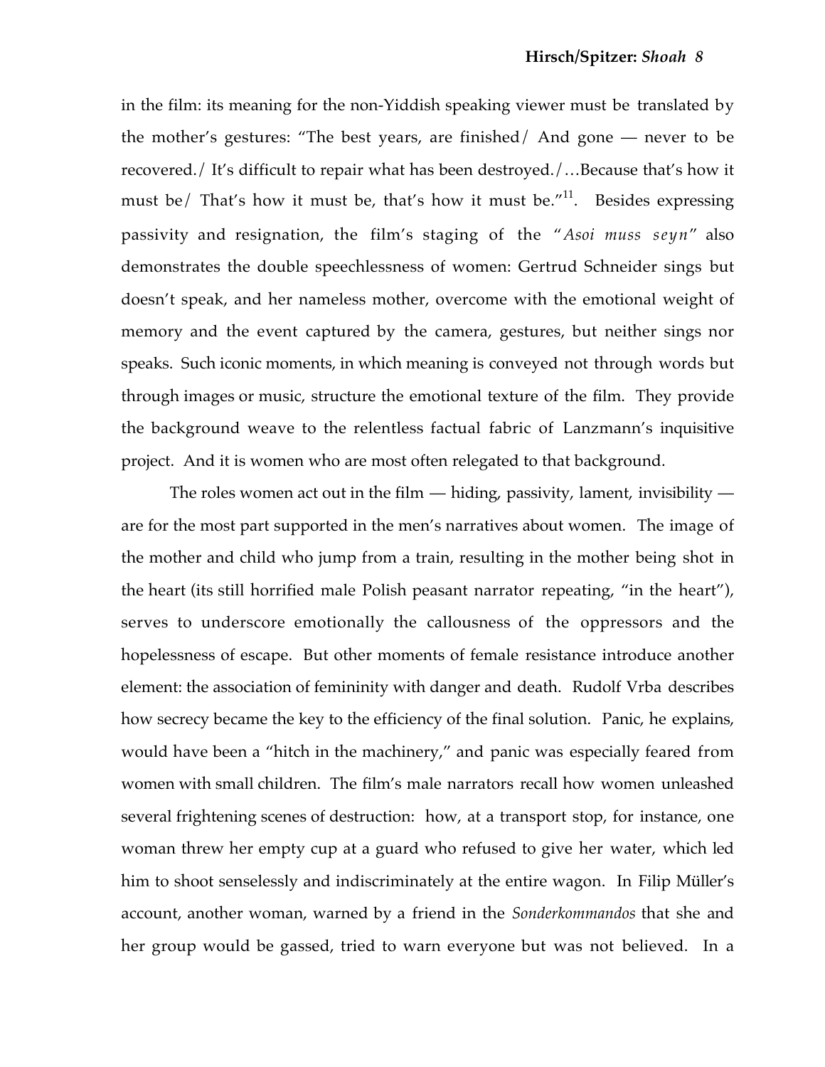in the film: its meaning for the non-Yiddish speaking viewer must be translated by the mother's gestures: "The best years, are finished/ And gone — never to be recovered./ It's difficult to repair what has been destroyed./…Because that's how it must be/ That's how it must be, that's how it must be."[11]. Besides expressing passivity and resignation, the film's staging of the "*Asoi muss seyn*" also demonstrates the double speechlessness of women: Gertrud Schneider sings but doesn't speak, and her nameless mother, overcome with the emotional weight of memory and the event captured by the camera, gestures, but neither sings nor speaks. Such iconic moments, in which meaning is conveyed not through words but through images or music, structure the emotional texture of the film. They provide the background weave to the relentless factual fabric of Lanzmann's inquisitive project. And it is women who are most often relegated to that background.

The roles women act out in the film — hiding, passivity, lament, invisibility — are for the most part supported in the men's narratives about women. The image of the mother and child who jump from a train, resulting in the mother being shot in the heart (its still horrified male Polish peasant narrator repeating, "in the heart"), serves to underscore emotionally the callousness of the oppressors and the hopelessness of escape. But other moments of female resistance introduce another element: the association of femininity with danger and death. Rudolf Vrba describes how secrecy became the key to the efficiency of the final solution. Panic, he explains, would have been a "hitch in the machinery," and panic was especially feared from women with small children. The film's male narrators recall how women unleashed several frightening scenes of destruction: how, at a transport stop, for instance, one woman threw her empty cup at a guard who refused to give her water, which led him to shoot senselessly and indiscriminately at the entire wagon. In Filip Müller's account, another woman, warned by a friend in the *Sonderkommandos* that she and her group would be gassed, tried to warn everyone but was not believed. In a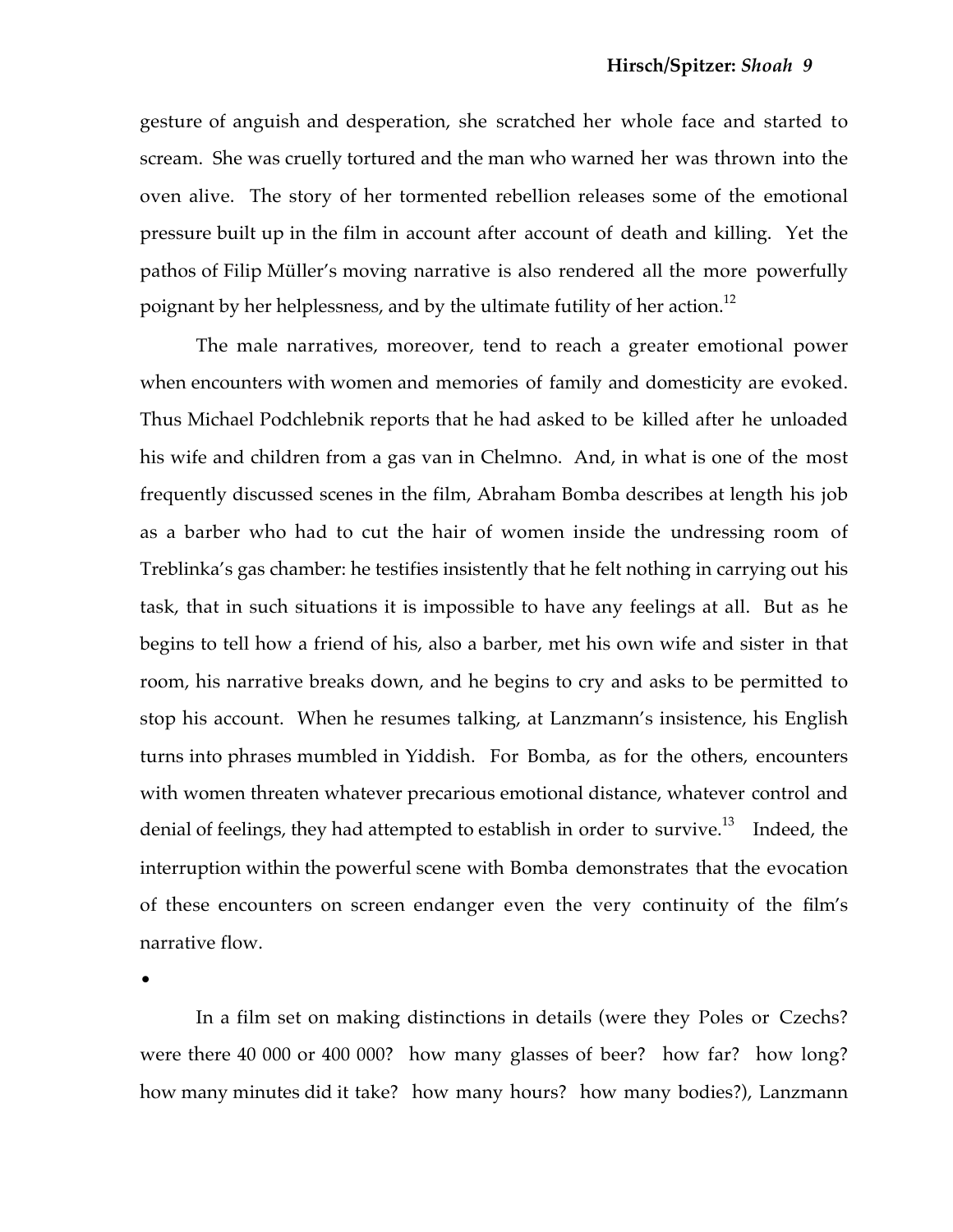gesture of anguish and desperation, she scratched her whole face and started to scream. She was cruelly tortured and the man who warned her was thrown into the oven alive. The story of her tormented rebellion releases some of the emotional pressure built up in the film in account after account of death and killing. Yet the pathos of Filip Müller's moving narrative is also rendered all the more powerfully poignant by her helplessness, and by the ultimate futility of her action.[12]

The male narratives, moreover, tend to reach a greater emotional power when encounters with women and memories of family and domesticity are evoked. Thus Michael Podchlebnik reports that he had asked to be killed after he unloaded his wife and children from a gas van in Chelmno. And, in what is one of the most frequently discussed scenes in the film, Abraham Bomba describes at length his job as a barber who had to cut the hair of women inside the undressing room of Treblinka's gas chamber: he testifies insistently that he felt nothing in carrying out his task, that in such situations it is impossible to have any feelings at all. But as he begins to tell how a friend of his, also a barber, met his own wife and sister in that room, his narrative breaks down, and he begins to cry and asks to be permitted to stop his account. When he resumes talking, at Lanzmann's insistence, his English turns into phrases mumbled in Yiddish. For Bomba, as for the others, encounters with women threaten whatever precarious emotional distance, whatever control and denial of feelings, they had attempted to establish in order to survive.[13] Indeed, the interruption within the powerful scene with Bomba demonstrates that the evocation of these encounters on screen endanger even the very continuity of the film's narrative flow.

•

In a film set on making distinctions in details (were they Poles or Czechs? were there 40 000 or 400 000? how many glasses of beer? how far? how long? how many minutes did it take? how many hours? how many bodies?), Lanzmann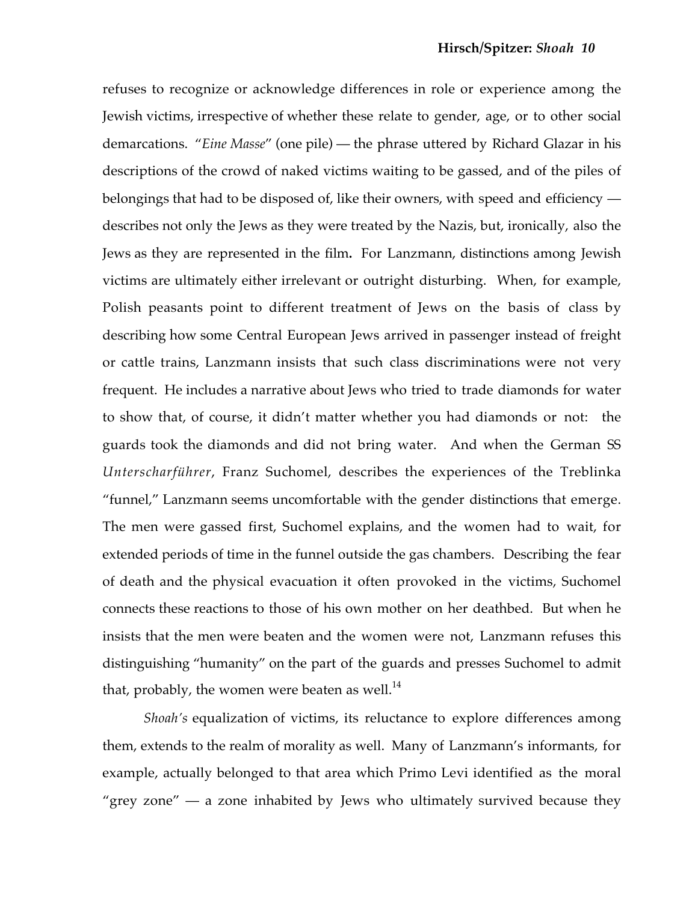refuses to recognize or acknowledge differences in role or experience among the Jewish victims, irrespective of whether these relate to gender, age, or to other social demarcations. "*Eine Masse*" (one pile) — the phrase uttered by Richard Glazar in his descriptions of the crowd of naked victims waiting to be gassed, and of the piles of belongings that had to be disposed of, like their owners, with speed and efficiency — describes not only the Jews as they were treated by the Nazis, but, ironically, also the Jews as they are represented in the film**.** For Lanzmann, distinctions among Jewish victims are ultimately either irrelevant or outright disturbing. When, for example, Polish peasants point to different treatment of Jews on the basis of class by describing how some Central European Jews arrived in passenger instead of freight or cattle trains, Lanzmann insists that such class discriminations were not very frequent. He includes a narrative about Jews who tried to trade diamonds for water to show that, of course, it didn't matter whether you had diamonds or not: the guards took the diamonds and did not bring water. And when the German SS *Unterscharführer*, Franz Suchomel, describes the experiences of the Treblinka "funnel," Lanzmann seems uncomfortable with the gender distinctions that emerge. The men were gassed first, Suchomel explains, and the women had to wait, for extended periods of time in the funnel outside the gas chambers. Describing the fear of death and the physical evacuation it often provoked in the victims, Suchomel connects these reactions to those of his own mother on her deathbed. But when he insists that the men were beaten and the women were not, Lanzmann refuses this distinguishing "humanity" on the part of the guards and presses Suchomel to admit that, probably, the women were beaten as well.[14]

*Shoah's* equalization of victims, its reluctance to explore differences among them, extends to the realm of morality as well. Many of Lanzmann's informants, for example, actually belonged to that area which Primo Levi identified as the moral "grey zone" — a zone inhabited by Jews who ultimately survived because they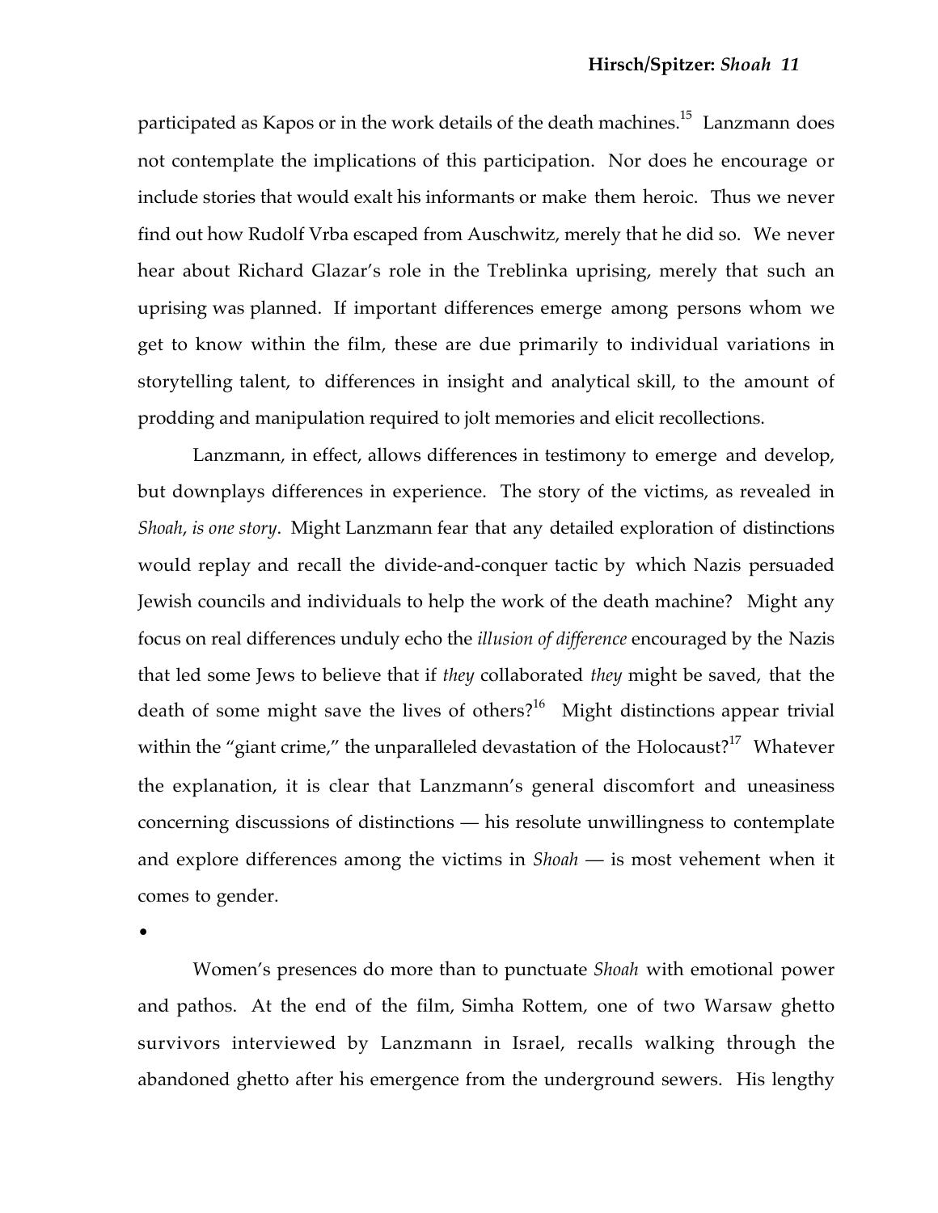participated as Kapos or in the work details of the death machines.[15] Lanzmann does not contemplate the implications of this participation. Nor does he encourage or include stories that would exalt his informants or make them heroic. Thus we never find out how Rudolf Vrba escaped from Auschwitz, merely that he did so. We never hear about Richard Glazar's role in the Treblinka uprising, merely that such an uprising was planned. If important differences emerge among persons whom we get to know within the film, these are due primarily to individual variations in storytelling talent, to differences in insight and analytical skill, to the amount of prodding and manipulation required to jolt memories and elicit recollections.

Lanzmann, in effect, allows differences in testimony to emerge and develop, but downplays differences in experience. The story of the victims, as revealed in *Shoah*, *is one story*. Might Lanzmann fear that any detailed exploration of distinctions would replay and recall the divide-and-conquer tactic by which Nazis persuaded Jewish councils and individuals to help the work of the death machine? Might any focus on real differences unduly echo the *illusion of difference* encouraged by the Nazis that led some Jews to believe that if *they* collaborated *they* might be saved, that the death of some might save the lives of others?[16] Might distinctions appear trivial within the "giant crime," the unparalleled devastation of the Holocaust?[17] Whatever the explanation, it is clear that Lanzmann's general discomfort and uneasiness concerning discussions of distinctions — his resolute unwillingness to contemplate and explore differences among the victims in *Shoah* — is most vehement when it comes to gender.

•

Women's presences do more than to punctuate *Shoah* with emotional power and pathos. At the end of the film, Simha Rottem, one of two Warsaw ghetto survivors interviewed by Lanzmann in Israel, recalls walking through the abandoned ghetto after his emergence from the underground sewers. His lengthy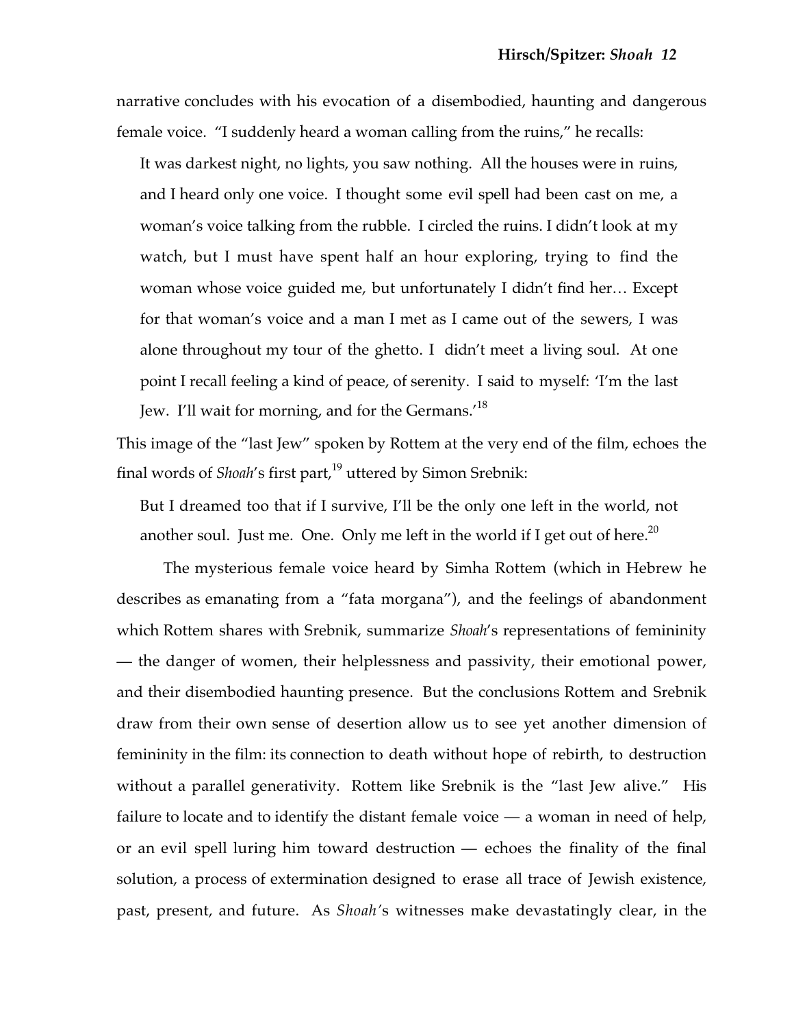narrative concludes with his evocation of a disembodied, haunting and dangerous female voice. "I suddenly heard a woman calling from the ruins," he recalls:

> It was darkest night, no lights, you saw nothing. All the houses were in ruins, and I heard only one voice. I thought some evil spell had been cast on me, a woman's voice talking from the rubble. I circled the ruins. I didn't look at my watch, but I must have spent half an hour exploring, trying to find the woman whose voice guided me, but unfortunately I didn't find her… Except for that woman's voice and a man I met as I came out of the sewers, I was alone throughout my tour of the ghetto. I didn't meet a living soul. At one point I recall feeling a kind of peace, of serenity. I said to myself: 'I'm the last Jew. I'll wait for morning, and for the Germans.'[18]

This image of the "last Jew" spoken by Rottem at the very end of the film, echoes the final words of *Shoah*'s first part,[19] uttered by Simon Srebnik:

> But I dreamed too that if I survive, I'll be the only one left in the world, not another soul. Just me. One. Only me left in the world if I get out of here.[20]

The mysterious female voice heard by Simha Rottem (which in Hebrew he describes as emanating from a "fata morgana"), and the feelings of abandonment which Rottem shares with Srebnik, summarize *Shoah*'s representations of femininity — the danger of women, their helplessness and passivity, their emotional power, and their disembodied haunting presence. But the conclusions Rottem and Srebnik draw from their own sense of desertion allow us to see yet another dimension of femininity in the film: its connection to death without hope of rebirth, to destruction without a parallel generativity. Rottem like Srebnik is the "last Jew alive." His failure to locate and to identify the distant female voice — a woman in need of help, or an evil spell luring him toward destruction — echoes the finality of the final solution, a process of extermination designed to erase all trace of Jewish existence, past, present, and future. As *Shoah*'s witnesses make devastatingly clear, in the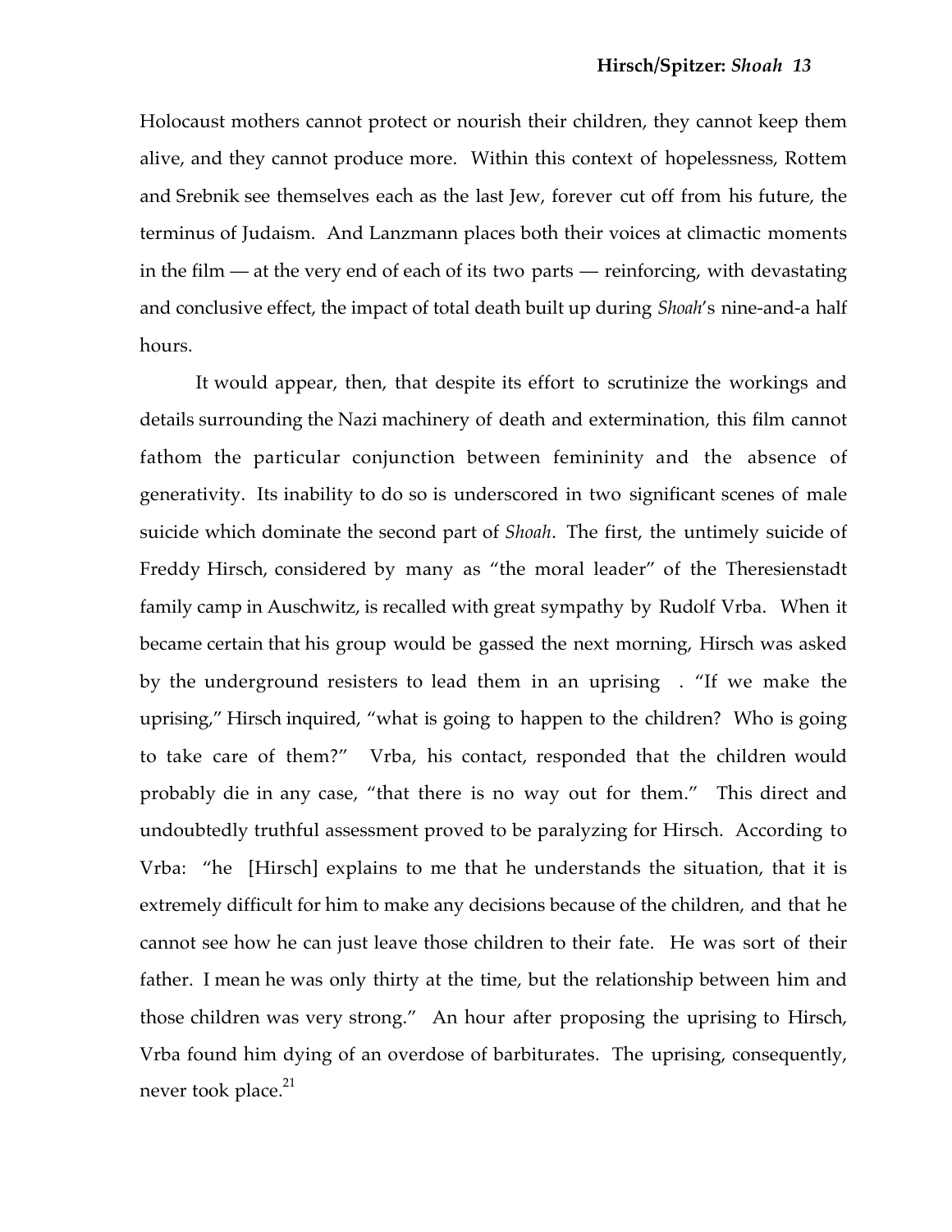Holocaust mothers cannot protect or nourish their children, they cannot keep them alive, and they cannot produce more. Within this context of hopelessness, Rottem and Srebnik see themselves each as the last Jew, forever cut off from his future, the terminus of Judaism. And Lanzmann places both their voices at climactic moments in the film — at the very end of each of its two parts — reinforcing, with devastating and conclusive effect, the impact of total death built up during *Shoah*'s nine-and-a half hours.

It would appear, then, that despite its effort to scrutinize the workings and details surrounding the Nazi machinery of death and extermination, this film cannot fathom the particular conjunction between femininity and the absence of generativity. Its inability to do so is underscored in two significant scenes of male suicide which dominate the second part of *Shoah*. The first, the untimely suicide of Freddy Hirsch, considered by many as "the moral leader" of the Theresienstadt family camp in Auschwitz, is recalled with great sympathy by Rudolf Vrba. When it became certain that his group would be gassed the next morning, Hirsch was asked by the underground resisters to lead them in an uprising . "If we make the uprising," Hirsch inquired, "what is going to happen to the children? Who is going to take care of them?" Vrba, his contact, responded that the children would probably die in any case, "that there is no way out for them." This direct and undoubtedly truthful assessment proved to be paralyzing for Hirsch. According to Vrba: "he [Hirsch] explains to me that he understands the situation, that it is extremely difficult for him to make any decisions because of the children, and that he cannot see how he can just leave those children to their fate. He was sort of their father. I mean he was only thirty at the time, but the relationship between him and those children was very strong." An hour after proposing the uprising to Hirsch, Vrba found him dying of an overdose of barbiturates. The uprising, consequently, never took place.[21]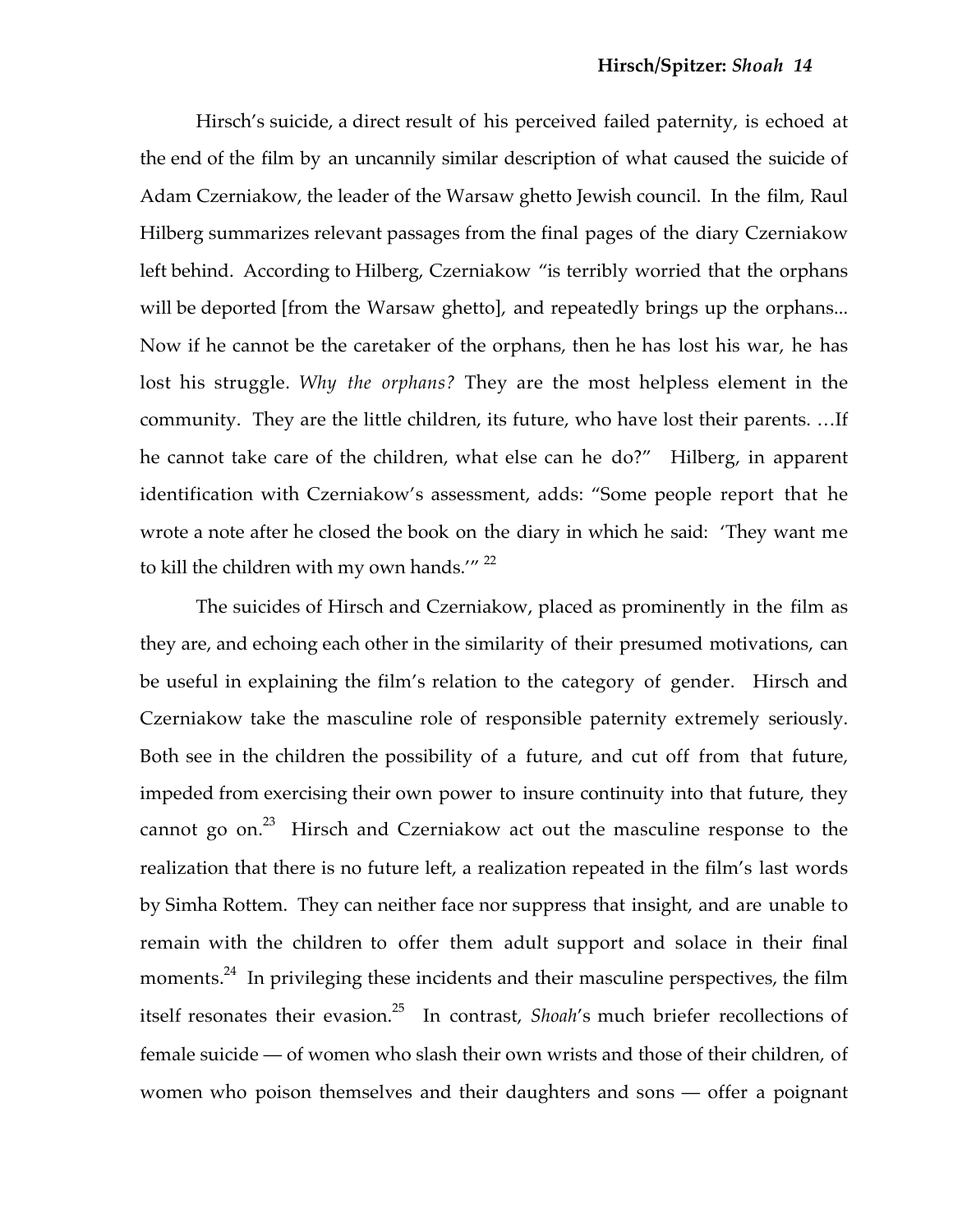Hirsch's suicide, a direct result of his perceived failed paternity, is echoed at the end of the film by an uncannily similar description of what caused the suicide of Adam Czerniakow, the leader of the Warsaw ghetto Jewish council. In the film, Raul Hilberg summarizes relevant passages from the final pages of the diary Czerniakow left behind. According to Hilberg, Czerniakow "is terribly worried that the orphans will be deported [from the Warsaw ghetto], and repeatedly brings up the orphans... Now if he cannot be the caretaker of the orphans, then he has lost his war, he has lost his struggle. *Why the orphans?* They are the most helpless element in the community. They are the little children, its future, who have lost their parents. …If he cannot take care of the children, what else can he do?" Hilberg, in apparent identification with Czerniakow's assessment, adds: "Some people report that he wrote a note after he closed the book on the diary in which he said: 'They want me to kill the children with my own hands.'" [22]

The suicides of Hirsch and Czerniakow, placed as prominently in the film as they are, and echoing each other in the similarity of their presumed motivations, can be useful in explaining the film's relation to the category of gender. Hirsch and Czerniakow take the masculine role of responsible paternity extremely seriously. Both see in the children the possibility of a future, and cut off from that future, impeded from exercising their own power to insure continuity into that future, they cannot go on.[23] Hirsch and Czerniakow act out the masculine response to the realization that there is no future left, a realization repeated in the film's last words by Simha Rottem. They can neither face nor suppress that insight, and are unable to remain with the children to offer them adult support and solace in their final moments.[24] In privileging these incidents and their masculine perspectives, the film itself resonates their evasion.[25] In contrast, *Shoah*'s much briefer recollections of female suicide — of women who slash their own wrists and those of their children, of women who poison themselves and their daughters and sons — offer a poignant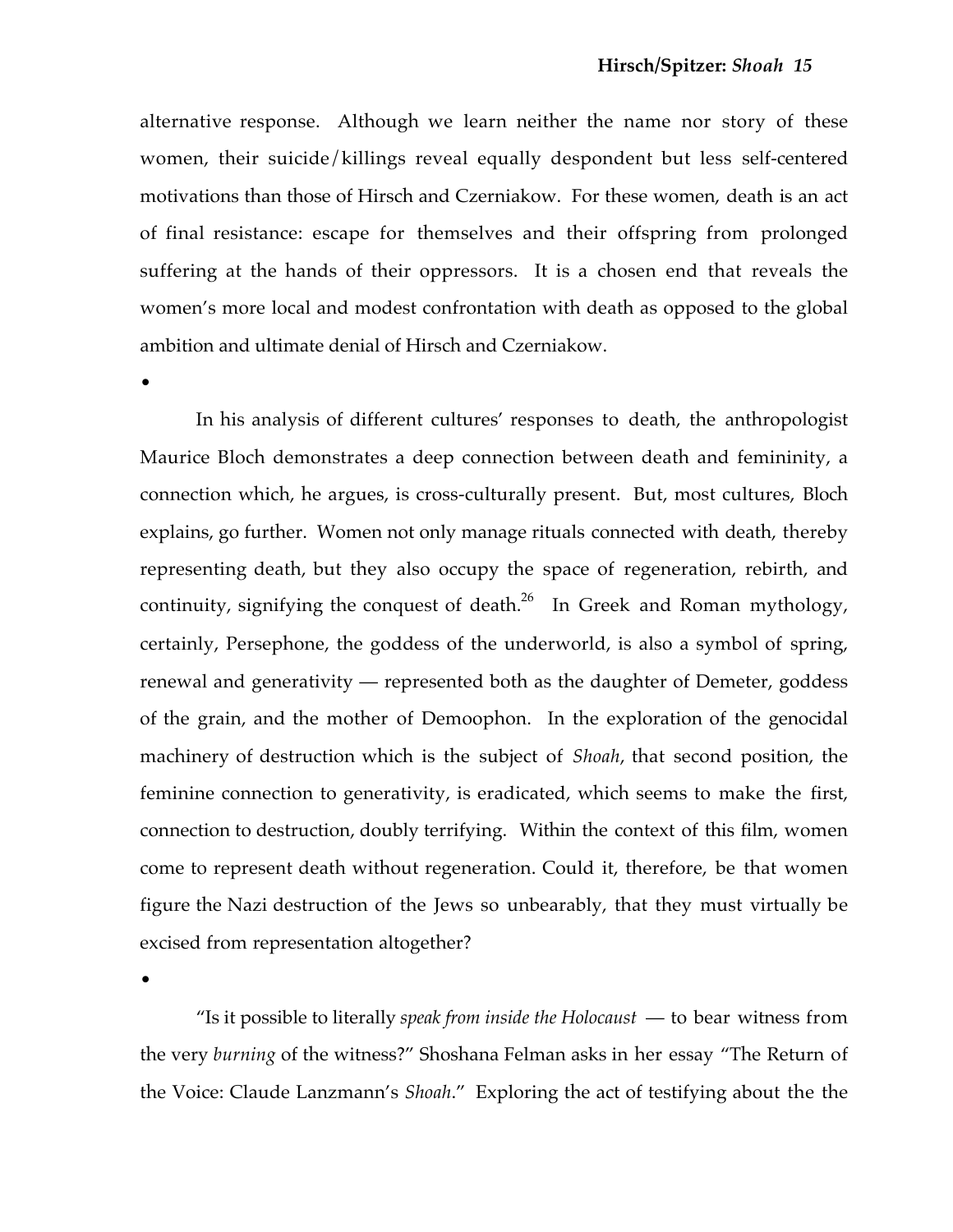alternative response. Although we learn neither the name nor story of these women, their suicide/killings reveal equally despondent but less self-centered motivations than those of Hirsch and Czerniakow. For these women, death is an act of final resistance: escape for themselves and their offspring from prolonged suffering at the hands of their oppressors. It is a chosen end that reveals the women's more local and modest confrontation with death as opposed to the global ambition and ultimate denial of Hirsch and Czerniakow.

•

In his analysis of different cultures' responses to death, the anthropologist Maurice Bloch demonstrates a deep connection between death and femininity, a connection which, he argues, is cross-culturally present. But, most cultures, Bloch explains, go further. Women not only manage rituals connected with death, thereby representing death, but they also occupy the space of regeneration, rebirth, and continuity, signifying the conquest of death.[26] In Greek and Roman mythology, certainly, Persephone, the goddess of the underworld, is also a symbol of spring, renewal and generativity — represented both as the daughter of Demeter, goddess of the grain, and the mother of Demoophon. In the exploration of the genocidal machinery of destruction which is the subject of *Shoah*, that second position, the feminine connection to generativity, is eradicated, which seems to make the first, connection to destruction, doubly terrifying. Within the context of this film, women come to represent death without regeneration. Could it, therefore, be that women figure the Nazi destruction of the Jews so unbearably, that they must virtually be excised from representation altogether?

•

"Is it possible to literally *speak from inside the Holocaust* — to bear witness from the very *burning* of the witness?" Shoshana Felman asks in her essay "The Return of the Voice: Claude Lanzmann's *Shoah*." Exploring the act of testifying about the the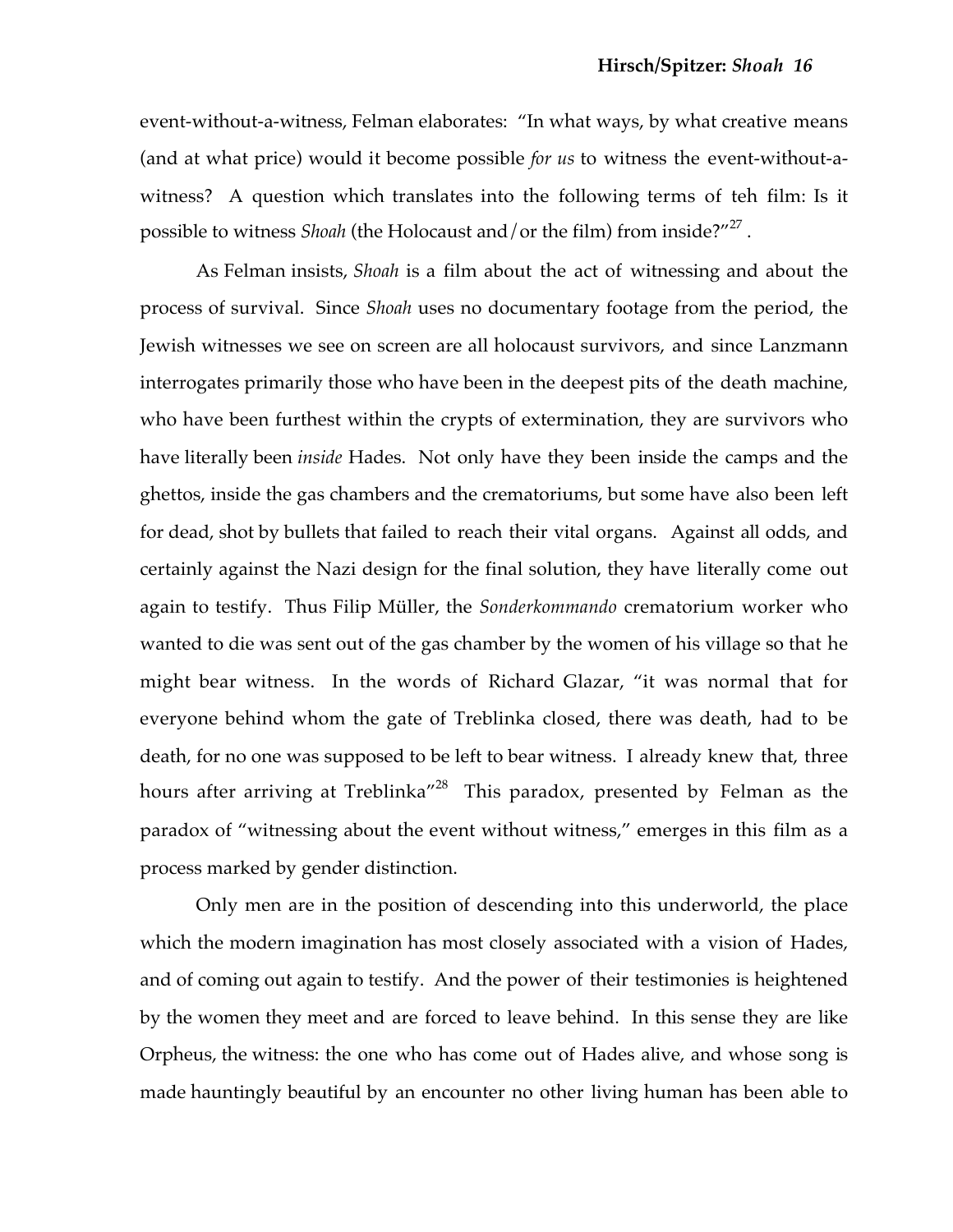event-without-a-witness, Felman elaborates: "In what ways, by what creative means (and at what price) would it become possible *for us* to witness the event-without-a-witness? A question which translates into the following terms of teh film: Is it possible to witness *Shoah* (the Holocaust and/or the film) from inside?"[27] .

As Felman insists, *Shoah* is a film about the act of witnessing and about the process of survival. Since *Shoah* uses no documentary footage from the period, the Jewish witnesses we see on screen are all holocaust survivors, and since Lanzmann interrogates primarily those who have been in the deepest pits of the death machine, who have been furthest within the crypts of extermination, they are survivors who have literally been *inside* Hades. Not only have they been inside the camps and the ghettos, inside the gas chambers and the crematoriums, but some have also been left for dead, shot by bullets that failed to reach their vital organs. Against all odds, and certainly against the Nazi design for the final solution, they have literally come out again to testify. Thus Filip Müller, the *Sonderkommando* crematorium worker who wanted to die was sent out of the gas chamber by the women of his village so that he might bear witness. In the words of Richard Glazar, "it was normal that for everyone behind whom the gate of Treblinka closed, there was death, had to be death, for no one was supposed to be left to bear witness. I already knew that, three hours after arriving at Treblinka"[28] This paradox, presented by Felman as the paradox of "witnessing about the event without witness," emerges in this film as a process marked by gender distinction.

Only men are in the position of descending into this underworld, the place which the modern imagination has most closely associated with a vision of Hades, and of coming out again to testify. And the power of their testimonies is heightened by the women they meet and are forced to leave behind. In this sense they are like Orpheus, the witness: the one who has come out of Hades alive, and whose song is made hauntingly beautiful by an encounter no other living human has been able to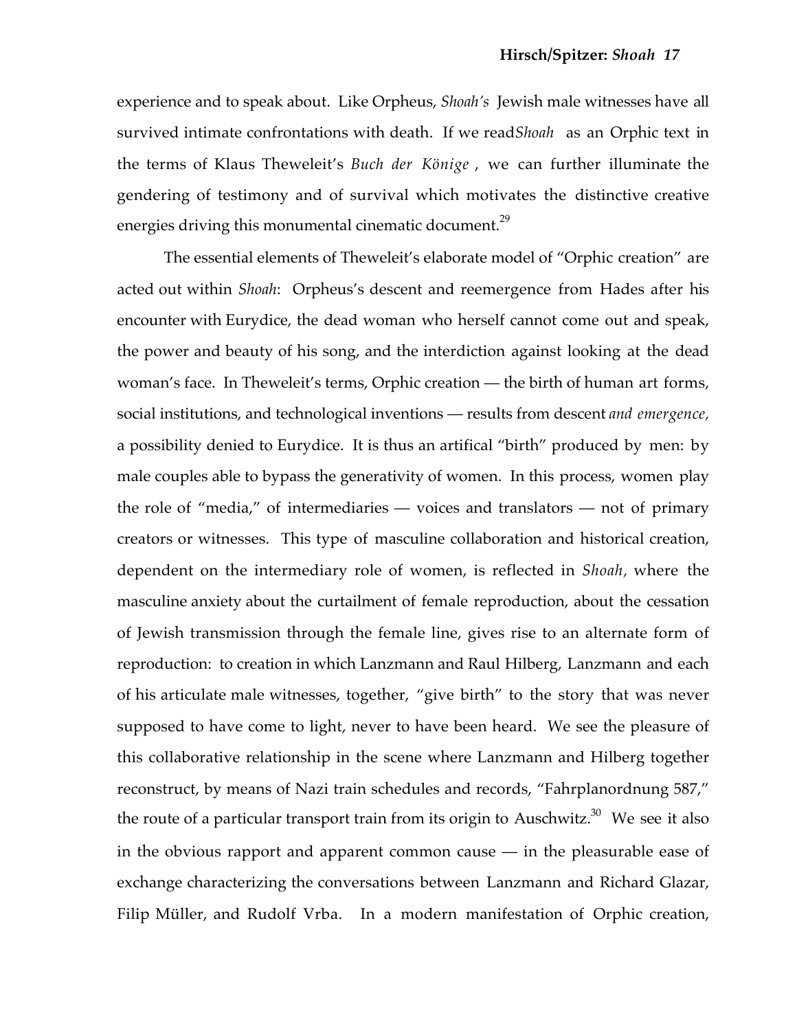experience and to speak about. Like Orpheus, *Shoah's* Jewish male witnesses have all survived intimate confrontations with death. If we read *Shoah* as an Orphic text in the terms of Klaus Theweleit's *Buch der Könige* , we can further illuminate the gendering of testimony and of survival which motivates the distinctive creative energies driving this monumental cinematic document.[29]

The essential elements of Theweleit's elaborate model of "Orphic creation" are acted out within *Shoah*: Orpheus's descent and reemergence from Hades after his encounter with Eurydice, the dead woman who herself cannot come out and speak, the power and beauty of his song, and the interdiction against looking at the dead woman's face. In Theweleit's terms, Orphic creation — the birth of human art forms, social institutions, and technological inventions — results from descent *and emergence,* a possibility denied to Eurydice. It is thus an artifical "birth" produced by men: by male couples able to bypass the generativity of women. In this process, women play the role of "media," of intermediaries — voices and translators — not of primary creators or witnesses. This type of masculine collaboration and historical creation, dependent on the intermediary role of women, is reflected in *Shoah,* where the masculine anxiety about the curtailment of female reproduction, about the cessation of Jewish transmission through the female line, gives rise to an alternate form of reproduction: to creation in which Lanzmann and Raul Hilberg, Lanzmann and each of his articulate male witnesses, together, "give birth" to the story that was never supposed to have come to light, never to have been heard. We see the pleasure of this collaborative relationship in the scene where Lanzmann and Hilberg together reconstruct, by means of Nazi train schedules and records, "Fahrplanordnung 587," the route of a particular transport train from its origin to Auschwitz.[30] We see it also in the obvious rapport and apparent common cause — in the pleasurable ease of exchange characterizing the conversations between Lanzmann and Richard Glazar, Filip Müller, and Rudolf Vrba. In a modern manifestation of Orphic creation,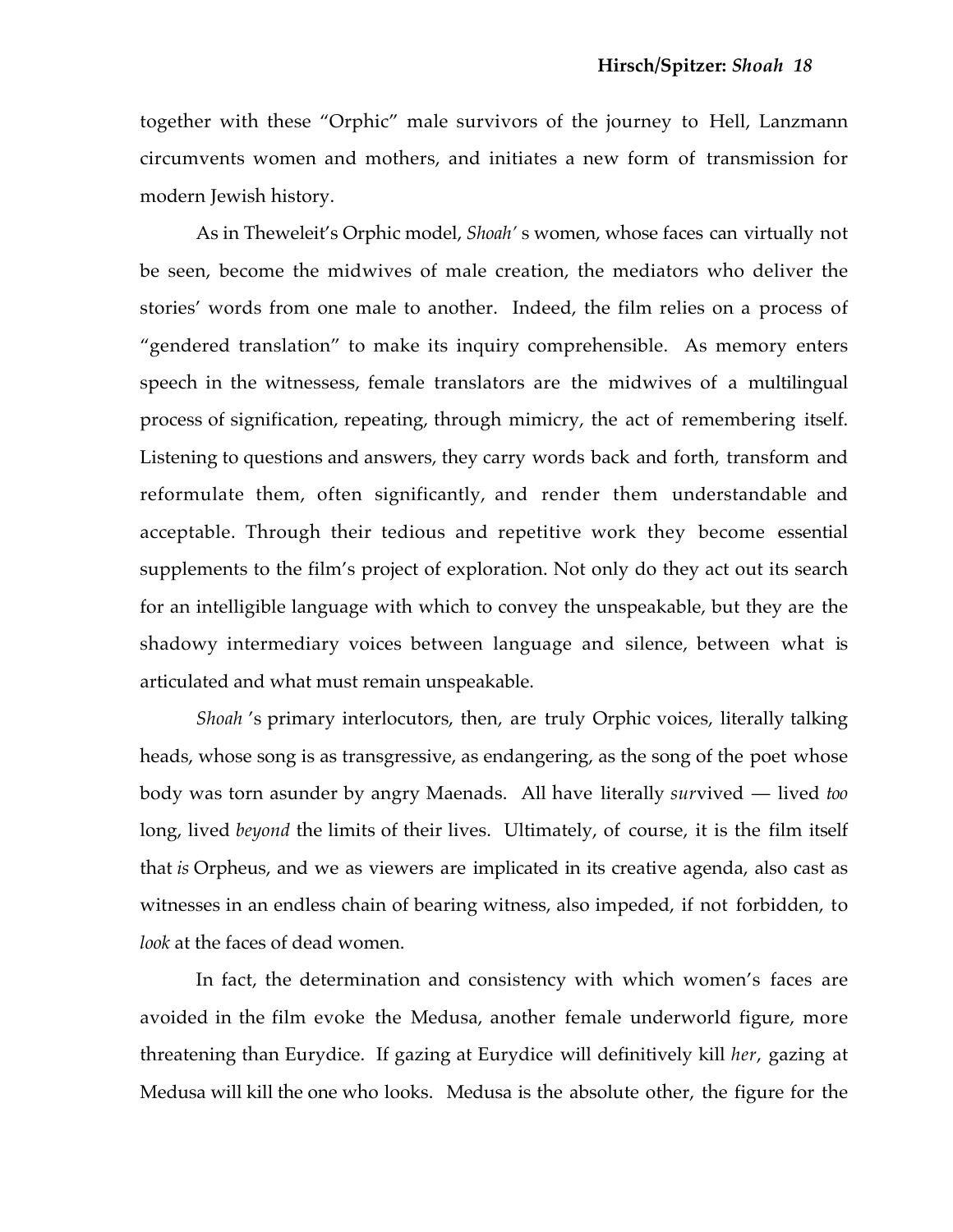together with these "Orphic" male survivors of the journey to Hell, Lanzmann circumvents women and mothers, and initiates a new form of transmission for modern Jewish history.

As in Theweleit's Orphic model, *Shoah'* s women, whose faces can virtually not be seen, become the midwives of male creation, the mediators who deliver the stories' words from one male to another. Indeed, the film relies on a process of "gendered translation" to make its inquiry comprehensible. As memory enters speech in the witnessess, female translators are the midwives of a multilingual process of signification, repeating, through mimicry, the act of remembering itself. Listening to questions and answers, they carry words back and forth, transform and reformulate them, often significantly, and render them understandable and acceptable. Through their tedious and repetitive work they become essential supplements to the film's project of exploration. Not only do they act out its search for an intelligible language with which to convey the unspeakable, but they are the shadowy intermediary voices between language and silence, between what is articulated and what must remain unspeakable.

*Shoah* 's primary interlocutors, then, are truly Orphic voices, literally talking heads, whose song is as transgressive, as endangering, as the song of the poet whose body was torn asunder by angry Maenads. All have literally *sur*vived — lived *too* long, lived *beyond* the limits of their lives. Ultimately, of course, it is the film itself that *is* Orpheus, and we as viewers are implicated in its creative agenda, also cast as witnesses in an endless chain of bearing witness, also impeded, if not forbidden, to *look* at the faces of dead women.

In fact, the determination and consistency with which women's faces are avoided in the film evoke the Medusa, another female underworld figure, more threatening than Eurydice. If gazing at Eurydice will definitively kill *her*, gazing at Medusa will kill the one who looks. Medusa is the absolute other, the figure for the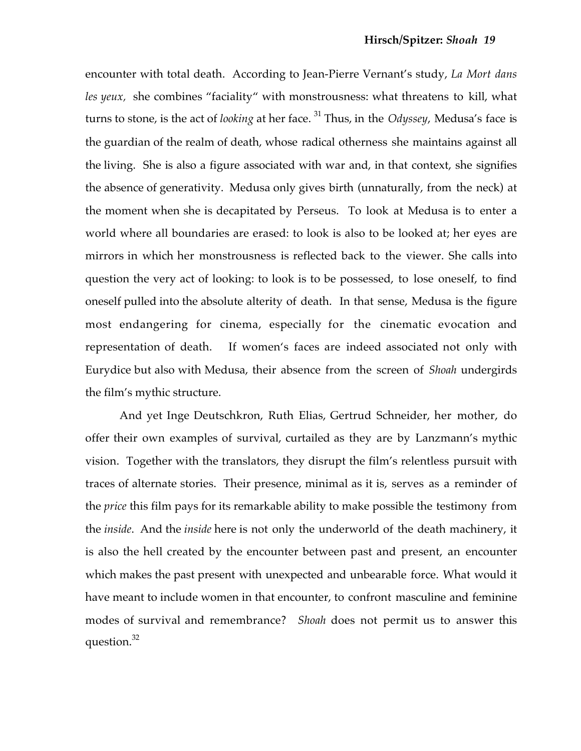encounter with total death. According to Jean-Pierre Vernant's study, *La Mort dans les yeux,* she combines "faciality" with monstrousness: what threatens to kill, what turns to stone, is the act of *looking* at her face. [31] Thus, in the *Odyssey*, Medusa's face is the guardian of the realm of death, whose radical otherness she maintains against all the living. She is also a figure associated with war and, in that context, she signifies the absence of generativity. Medusa only gives birth (unnaturally, from the neck) at the moment when she is decapitated by Perseus. To look at Medusa is to enter a world where all boundaries are erased: to look is also to be looked at; her eyes are mirrors in which her monstrousness is reflected back to the viewer. She calls into question the very act of looking: to look is to be possessed, to lose oneself, to find oneself pulled into the absolute alterity of death. In that sense, Medusa is the figure most endangering for cinema, especially for the cinematic evocation and representation of death. If women's faces are indeed associated not only with Eurydice but also with Medusa, their absence from the screen of *Shoah* undergirds the film's mythic structure.

And yet Inge Deutschkron, Ruth Elias, Gertrud Schneider, her mother, do offer their own examples of survival, curtailed as they are by Lanzmann's mythic vision. Together with the translators, they disrupt the film's relentless pursuit with traces of alternate stories. Their presence, minimal as it is, serves as a reminder of the *price* this film pays for its remarkable ability to make possible the testimony from the *inside*. And the *inside* here is not only the underworld of the death machinery, it is also the hell created by the encounter between past and present, an encounter which makes the past present with unexpected and unbearable force. What would it have meant to include women in that encounter, to confront masculine and feminine modes of survival and remembrance? *Shoah* does not permit us to answer this question.[32]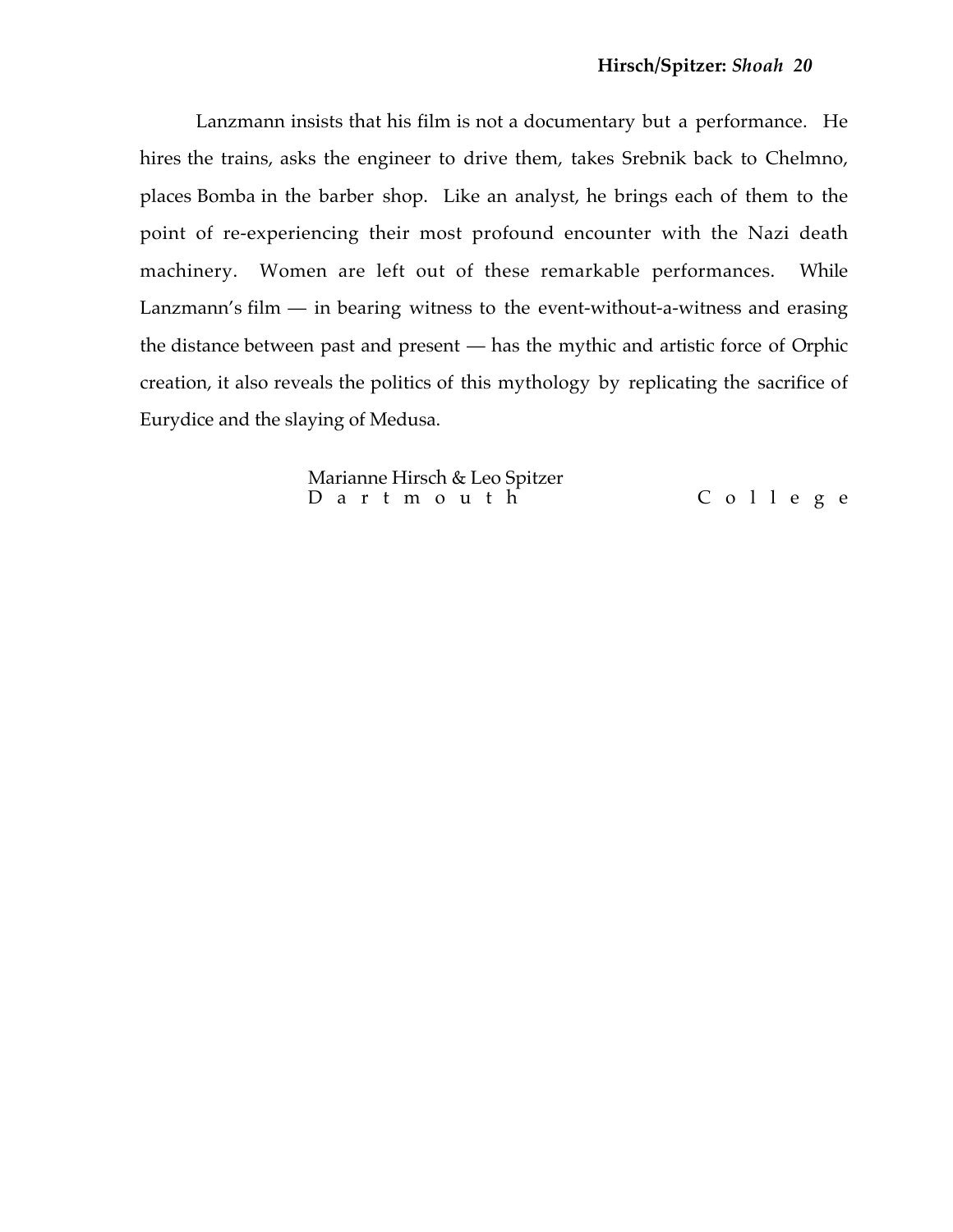Lanzmann insists that his film is not a documentary but a performance. He hires the trains, asks the engineer to drive them, takes Srebnik back to Chelmno, places Bomba in the barber shop. Like an analyst, he brings each of them to the point of re-experiencing their most profound encounter with the Nazi death machinery. Women are left out of these remarkable performances. While Lanzmann's film — in bearing witness to the event-without-a-witness and erasing the distance between past and present — has the mythic and artistic force of Orphic creation, it also reveals the politics of this mythology by replicating the sacrifice of Eurydice and the slaying of Medusa.

Marianne Hirsch & Leo Spitzer
Dartmouth College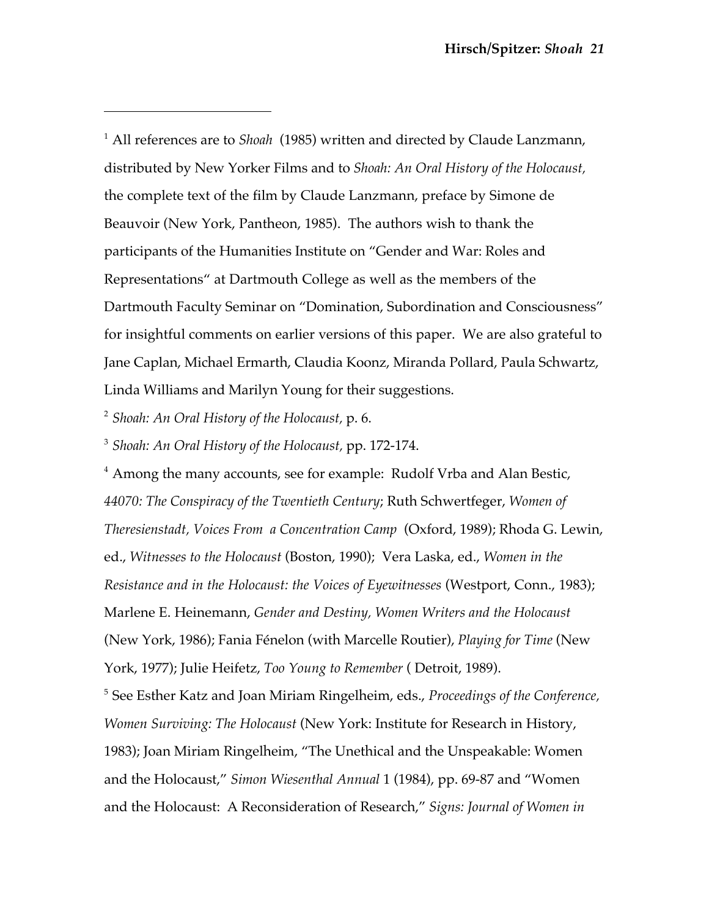---

[1] All references are to *Shoah* (1985) written and directed by Claude Lanzmann, distributed by New Yorker Films and to *Shoah: An Oral History of the Holocaust,* the complete text of the film by Claude Lanzmann, preface by Simone de Beauvoir (New York, Pantheon, 1985). The authors wish to thank the participants of the Humanities Institute on "Gender and War: Roles and Representations" at Dartmouth College as well as the members of the Dartmouth Faculty Seminar on "Domination, Subordination and Consciousness" for insightful comments on earlier versions of this paper. We are also grateful to Jane Caplan, Michael Ermarth, Claudia Koonz, Miranda Pollard, Paula Schwartz, Linda Williams and Marilyn Young for their suggestions.

[2] *Shoah: An Oral History of the Holocaust,* p. 6.

[3] *Shoah: An Oral History of the Holocaust,* pp. 172-174.

[4] Among the many accounts, see for example: Rudolf Vrba and Alan Bestic, *44070: The Conspiracy of the Twentieth Century*; Ruth Schwertfeger, *Women of Theresienstadt, Voices From a Concentration Camp* (Oxford, 1989); Rhoda G. Lewin, ed., *Witnesses to the Holocaust* (Boston, 1990); Vera Laska, ed., *Women in the Resistance and in the Holocaust: the Voices of Eyewitnesses* (Westport, Conn., 1983); Marlene E. Heinemann, *Gender and Destiny, Women Writers and the Holocaust* (New York, 1986); Fania Fénelon (with Marcelle Routier), *Playing for Time* (New York, 1977); Julie Heifetz, *Too Young to Remember* ( Detroit, 1989).

[5] See Esther Katz and Joan Miriam Ringelheim, eds., *Proceedings of the Conference, Women Surviving: The Holocaust* (New York: Institute for Research in History, 1983); Joan Miriam Ringelheim, "The Unethical and the Unspeakable: Women and the Holocaust," *Simon Wiesenthal Annual* 1 (1984), pp. 69-87 and "Women and the Holocaust: A Reconsideration of Research," *Signs: Journal of Women in*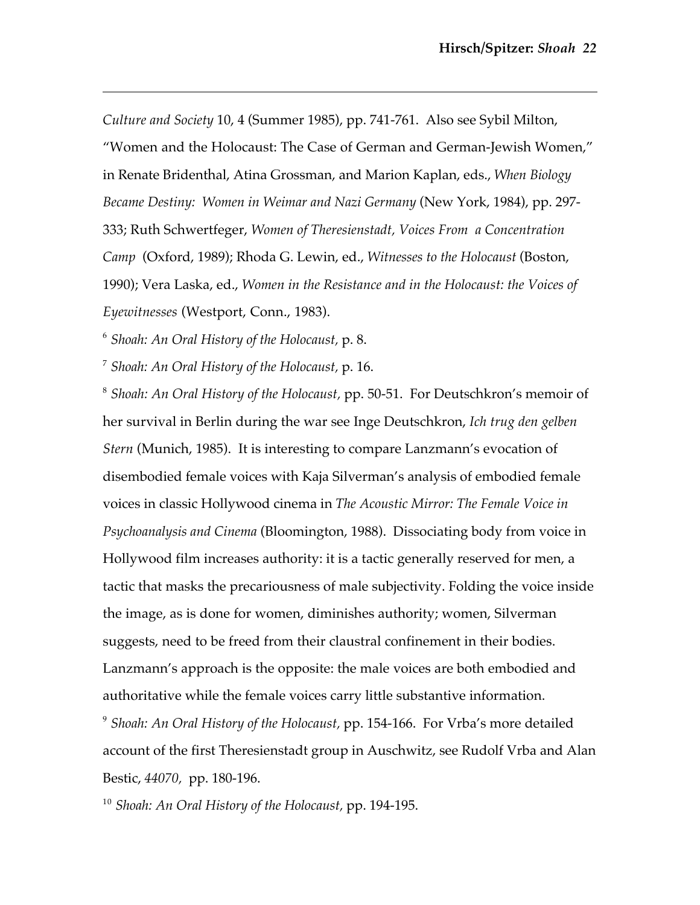*Culture and Society* 10, 4 (Summer 1985), pp. 741-761. Also see Sybil Milton, "Women and the Holocaust: The Case of German and German-Jewish Women," in Renate Bridenthal, Atina Grossman, and Marion Kaplan, eds., *When Biology Became Destiny: Women in Weimar and Nazi Germany* (New York, 1984), pp. 297-333; Ruth Schwertfeger, *Women of Theresienstadt, Voices From a Concentration Camp* (Oxford, 1989); Rhoda G. Lewin, ed., *Witnesses to the Holocaust* (Boston, 1990); Vera Laska, ed., *Women in the Resistance and in the Holocaust: the Voices of Eyewitnesses* (Westport, Conn., 1983).

[6] *Shoah: An Oral History of the Holocaust*, p. 8.

[7] *Shoah: An Oral History of the Holocaust*, p. 16.

[8] *Shoah: An Oral History of the Holocaust*, pp. 50-51. For Deutschkron's memoir of her survival in Berlin during the war see Inge Deutschkron, *Ich trug den gelben Stern* (Munich, 1985). It is interesting to compare Lanzmann's evocation of disembodied female voices with Kaja Silverman's analysis of embodied female voices in classic Hollywood cinema in *The Acoustic Mirror: The Female Voice in Psychoanalysis and Cinema* (Bloomington, 1988). Dissociating body from voice in Hollywood film increases authority: it is a tactic generally reserved for men, a tactic that masks the precariousness of male subjectivity. Folding the voice inside the image, as is done for women, diminishes authority; women, Silverman suggests, need to be freed from their claustral confinement in their bodies. Lanzmann's approach is the opposite: the male voices are both embodied and authoritative while the female voices carry little substantive information.

[9] *Shoah: An Oral History of the Holocaust*, pp. 154-166. For Vrba's more detailed account of the first Theresienstadt group in Auschwitz, see Rudolf Vrba and Alan Bestic, *44070*, pp. 180-196.

[10] *Shoah: An Oral History of the Holocaust*, pp. 194-195.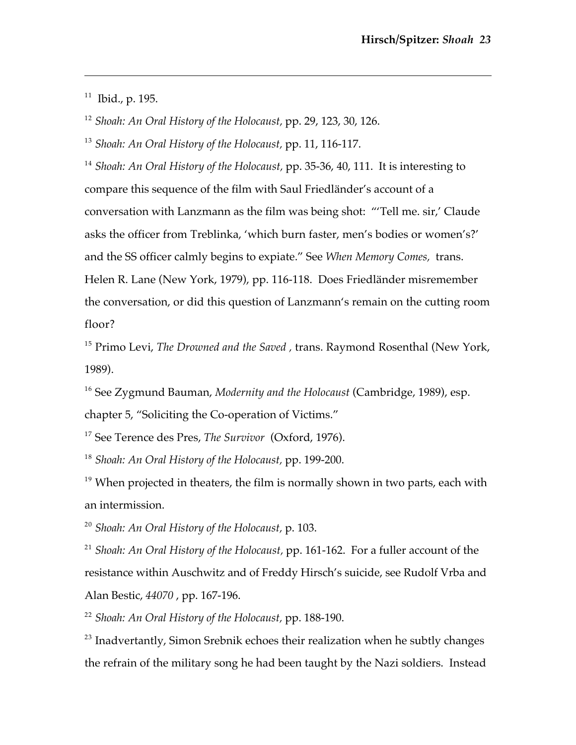[11] Ibid., p. 195.

[12] *Shoah: An Oral History of the Holocaust,* pp. 29, 123, 30, 126.

[13] *Shoah: An Oral History of the Holocaust,* pp. 11, 116-117.

[14] *Shoah: An Oral History of the Holocaust,* pp. 35-36, 40, 111. It is interesting to compare this sequence of the film with Saul Friedländer's account of a conversation with Lanzmann as the film was being shot: "'Tell me. sir,' Claude asks the officer from Treblinka, 'which burn faster, men's bodies or women's?' and the SS officer calmly begins to expiate." See *When Memory Comes,* trans. Helen R. Lane (New York, 1979), pp. 116-118. Does Friedländer misremember the conversation, or did this question of Lanzmann's remain on the cutting room floor?

[15] Primo Levi, *The Drowned and the Saved ,* trans. Raymond Rosenthal (New York, 1989).

[16] See Zygmund Bauman, *Modernity and the Holocaust* (Cambridge, 1989), esp. chapter 5, "Soliciting the Co-operation of Victims."

[17] See Terence des Pres, *The Survivor* (Oxford, 1976).

[18] *Shoah: An Oral History of the Holocaust,* pp. 199-200.

[19] When projected in theaters, the film is normally shown in two parts, each with an intermission.

[20] *Shoah: An Oral History of the Holocaust,* p. 103.

[21] *Shoah: An Oral History of the Holocaust,* pp. 161-162. For a fuller account of the resistance within Auschwitz and of Freddy Hirsch's suicide, see Rudolf Vrba and Alan Bestic, *44070* , pp. 167-196.

[22] *Shoah: An Oral History of the Holocaust,* pp. 188-190.

[23] Inadvertantly, Simon Srebnik echoes their realization when he subtly changes the refrain of the military song he had been taught by the Nazi soldiers. Instead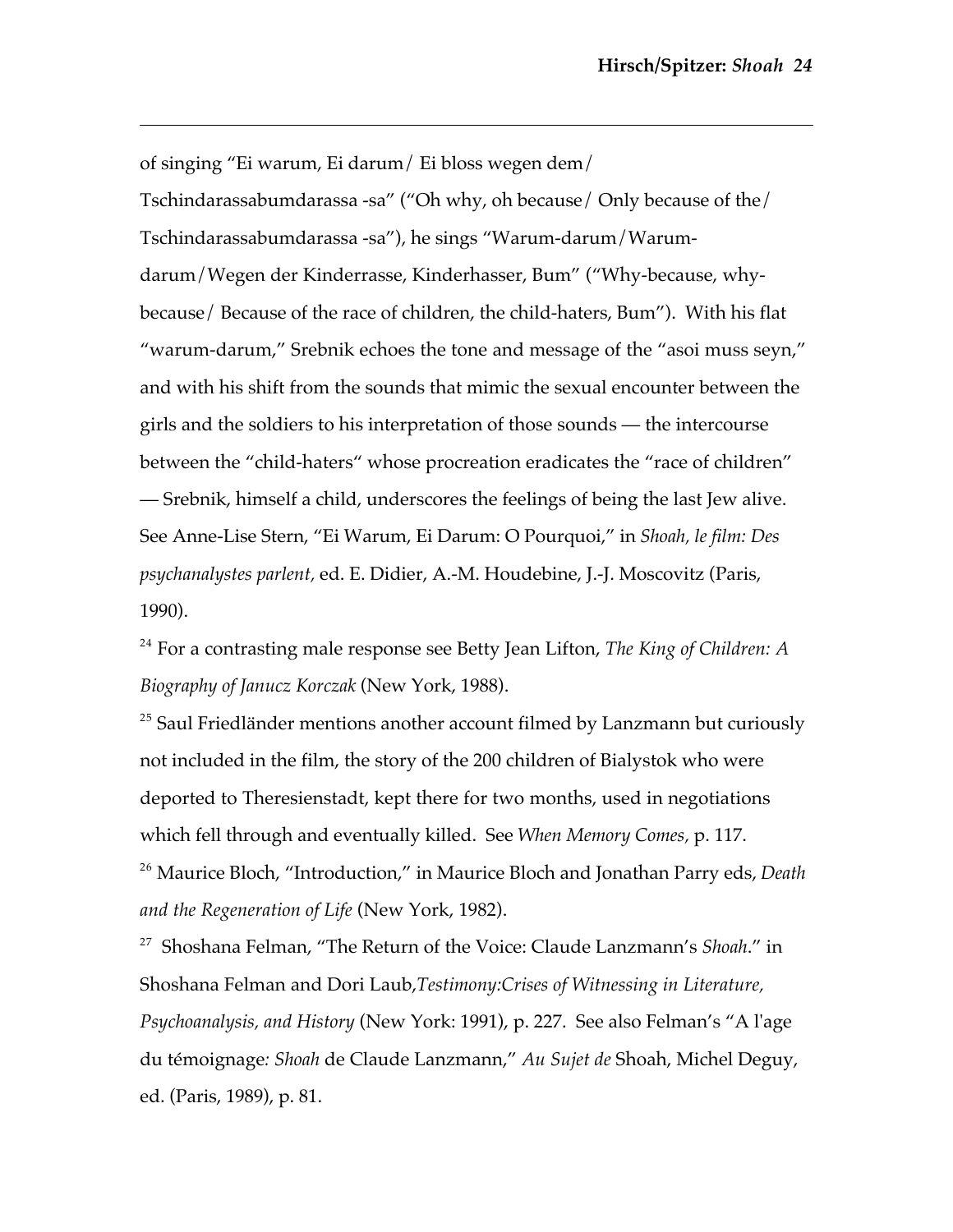of singing "Ei warum, Ei darum/ Ei bloss wegen dem/ Tschindarassabumdarassa -sa" ("Oh why, oh because/ Only because of the/ Tschindarassabumdarassa -sa"), he sings "Warum-darum/Warum-darum/Wegen der Kinderrasse, Kinderhasser, Bum" ("Why-because, why-because/ Because of the race of children, the child-haters, Bum"). With his flat "warum-darum," Srebnik echoes the tone and message of the "asoi muss seyn," and with his shift from the sounds that mimic the sexual encounter between the girls and the soldiers to his interpretation of those sounds — the intercourse between the "child-haters" whose procreation eradicates the "race of children" — Srebnik, himself a child, underscores the feelings of being the last Jew alive. See Anne-Lise Stern, "Ei Warum, Ei Darum: O Pourquoi," in *Shoah, le film: Des psychanalystes parlent,* ed. E. Didier, A.-M. Houdebine, J.-J. Moscovitz (Paris, 1990).

[24] For a contrasting male response see Betty Jean Lifton, *The King of Children: A Biography of Janucz Korczak* (New York, 1988).

[25] Saul Friedländer mentions another account filmed by Lanzmann but curiously not included in the film, the story of the 200 children of Bialystok who were deported to Theresienstadt, kept there for two months, used in negotiations which fell through and eventually killed. See *When Memory Comes,* p. 117.

[26] Maurice Bloch, "Introduction," in Maurice Bloch and Jonathan Parry eds, *Death and the Regeneration of Life* (New York, 1982).

[27] Shoshana Felman, "The Return of the Voice: Claude Lanzmann's *Shoah*." in Shoshana Felman and Dori Laub,*Testimony:Crises of Witnessing in Literature, Psychoanalysis, and History* (New York: 1991), p. 227. See also Felman's "A l'age du témoignage*: Shoah* de Claude Lanzmann," *Au Sujet de* Shoah, Michel Deguy, ed. (Paris, 1989), p. 81.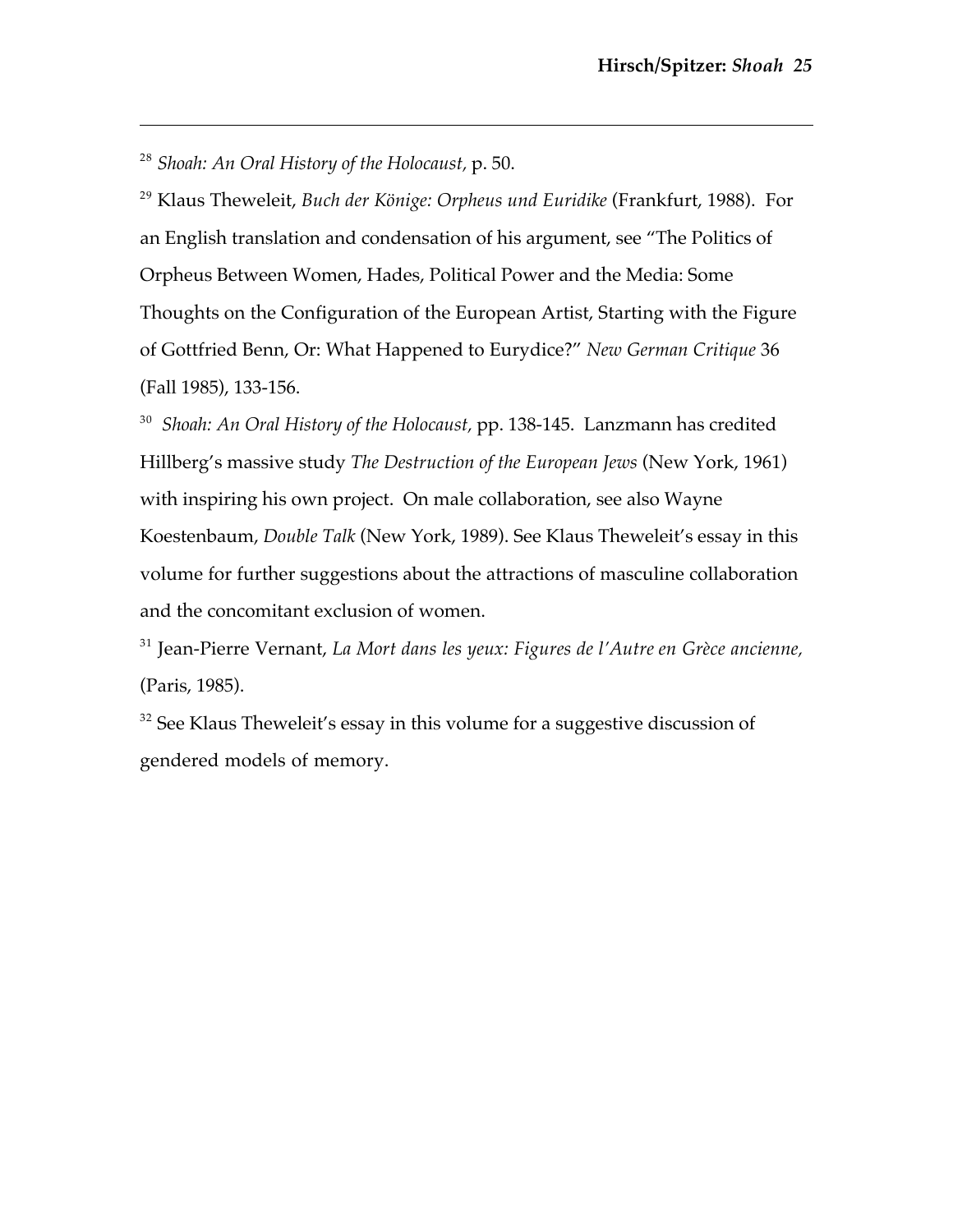[28] *Shoah: An Oral History of the Holocaust,* p. 50.

[29] Klaus Theweleit, *Buch der Könige: Orpheus und Euridike* (Frankfurt, 1988). For an English translation and condensation of his argument, see "The Politics of Orpheus Between Women, Hades, Political Power and the Media: Some Thoughts on the Configuration of the European Artist, Starting with the Figure of Gottfried Benn, Or: What Happened to Eurydice?" *New German Critique* 36 (Fall 1985), 133-156.

[30] *Shoah: An Oral History of the Holocaust,* pp. 138-145. Lanzmann has credited Hillberg's massive study *The Destruction of the European Jews* (New York, 1961) with inspiring his own project. On male collaboration, see also Wayne Koestenbaum, *Double Talk* (New York, 1989). See Klaus Theweleit's essay in this volume for further suggestions about the attractions of masculine collaboration and the concomitant exclusion of women.

[31] Jean-Pierre Vernant, *La Mort dans les yeux: Figures de l'Autre en Grèce ancienne,* (Paris, 1985).

[32] See Klaus Theweleit's essay in this volume for a suggestive discussion of gendered models of memory.